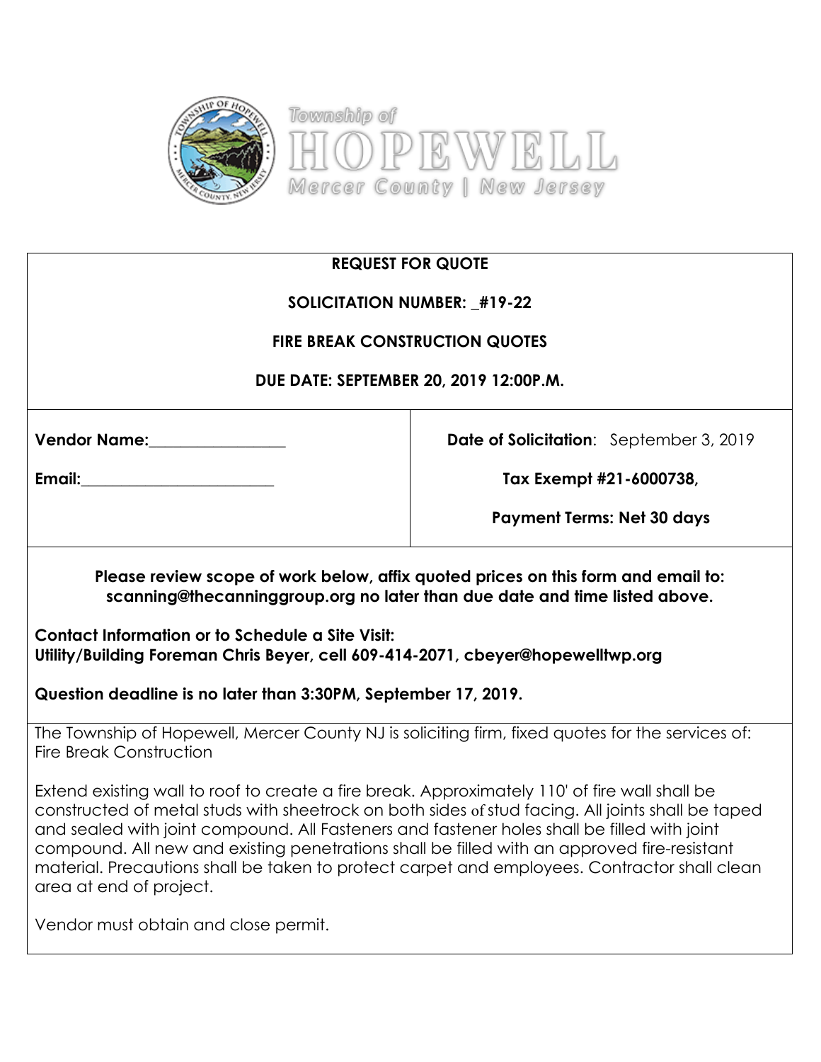Township of

# HOPEWELL

Mercer County | New Jersey

**REQUEST FOR QUOTE**

**SOLICITATION NUMBER: _#19-22**

**FIRE BREAK CONSTRUCTION QUOTES**

**DUE DATE: SEPTEMBER 20, 2019 12:00P.M.**

| | |
|---|---|
| **Vendor Name:**_________________ | **Date of Solicitation**: September 3, 2019 |
| **Email:**________________________ | **Tax Exempt #21-6000738,** |
| | **Payment Terms: Net 30 days** |

**Please review scope of work below, affix quoted prices on this form and email to: scanning@thecanninggroup.org no later than due date and time listed above.**

**Contact Information or to Schedule a Site Visit:**
**Utility/Building Foreman Chris Beyer, cell 609-414-2071, cbeyer@hopewelltwp.org**

**Question deadline is no later than 3:30PM, September 17, 2019.**

The Township of Hopewell, Mercer County NJ is soliciting firm, fixed quotes for the services of: Fire Break Construction

Extend existing wall to roof to create a fire break. Approximately 110' of fire wall shall be constructed of metal studs with sheetrock on both sides of stud facing. All joints shall be taped and sealed with joint compound. All Fasteners and fastener holes shall be filled with joint compound. All new and existing penetrations shall be filled with an approved fire-resistant material. Precautions shall be taken to protect carpet and employees. Contractor shall clean area at end of project.

Vendor must obtain and close permit.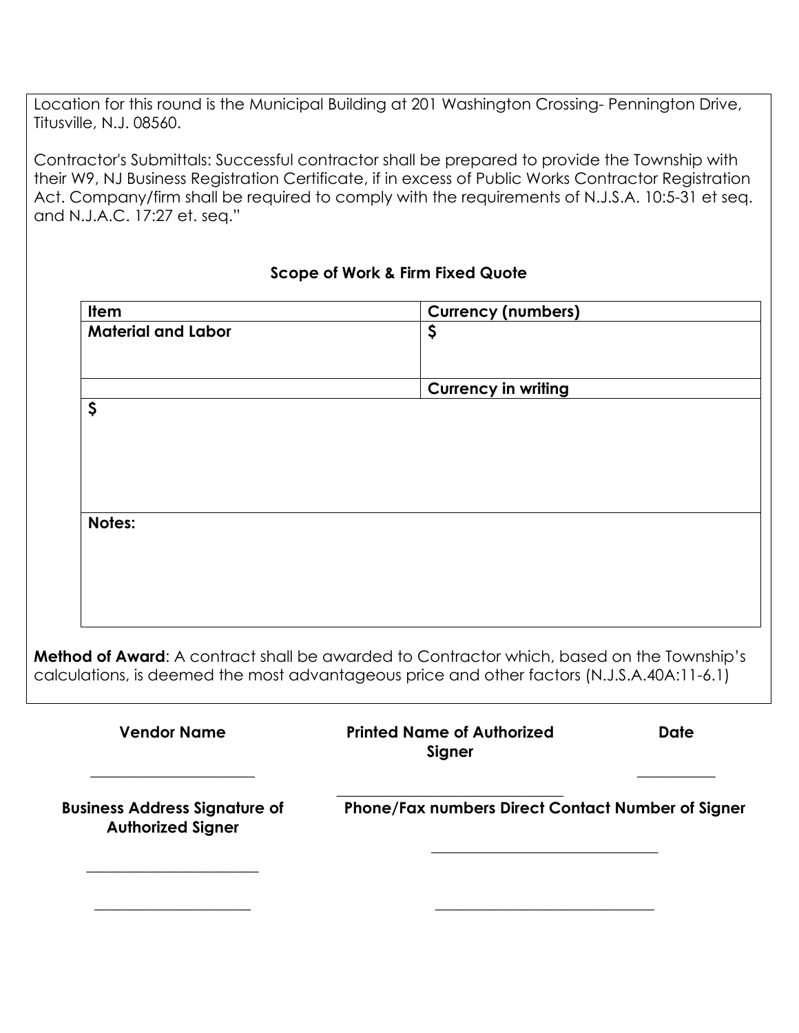Location for this round is the Municipal Building at 201 Washington Crossing- Pennington Drive, Titusville, N.J. 08560.

Contractor's Submittals: Successful contractor shall be prepared to provide the Township with their W9, NJ Business Registration Certificate, if in excess of Public Works Contractor Registration Act. Company/firm shall be required to comply with the requirements of N.J.S.A. 10:5-31 et seq. and N.J.A.C. 17:27 et. seq."

**Scope of Work & Firm Fixed Quote**

| **Item** | **Currency (numbers)** |
| --- | --- |
| **Material and Labor** | **$** |
| | **Currency in writing** |
| **$** | |
| **Notes:** | |

**Method of Award**: A contract shall be awarded to Contractor which, based on the Township's calculations, is deemed the most advantageous price and other factors (N.J.S.A.40A:11-6.1)

| **Vendor Name** | **Printed Name of Authorized Signer** | **Date** |
| --- | --- | --- |
| \_\_\_\_\_\_\_\_\_\_\_\_\_\_\_\_\_\_\_\_ | \_\_\_\_\_\_\_\_\_\_\_\_\_\_\_\_\_\_\_\_\_\_\_\_\_\_\_\_ | \_\_\_\_\_\_\_\_\_\_ |

| **Business Address Signature of Authorized Signer** | **Phone/Fax numbers Direct Contact Number of Signer** |
| --- | --- |
| \_\_\_\_\_\_\_\_\_\_\_\_\_\_\_\_\_\_\_\_ | \_\_\_\_\_\_\_\_\_\_\_\_\_\_\_\_\_\_\_\_\_\_\_\_\_\_\_\_ |
| \_\_\_\_\_\_\_\_\_\_\_\_\_\_\_\_\_\_\_\_ | \_\_\_\_\_\_\_\_\_\_\_\_\_\_\_\_\_\_\_\_\_\_\_\_\_\_\_\_ |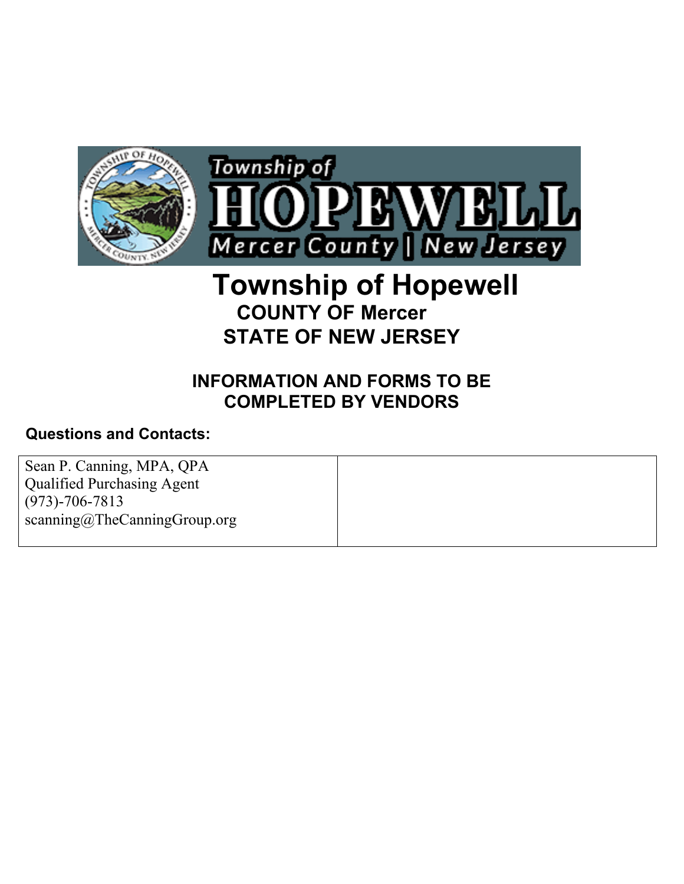# Township of Hopewell

## COUNTY OF Mercer

## STATE OF NEW JERSEY

## INFORMATION AND FORMS TO BE COMPLETED BY VENDORS

**Questions and Contacts:**

| Sean P. Canning, MPA, QPA<br>Qualified Purchasing Agent<br>(973)-706-7813<br>scanning@TheCanningGroup.org | |
|---|---|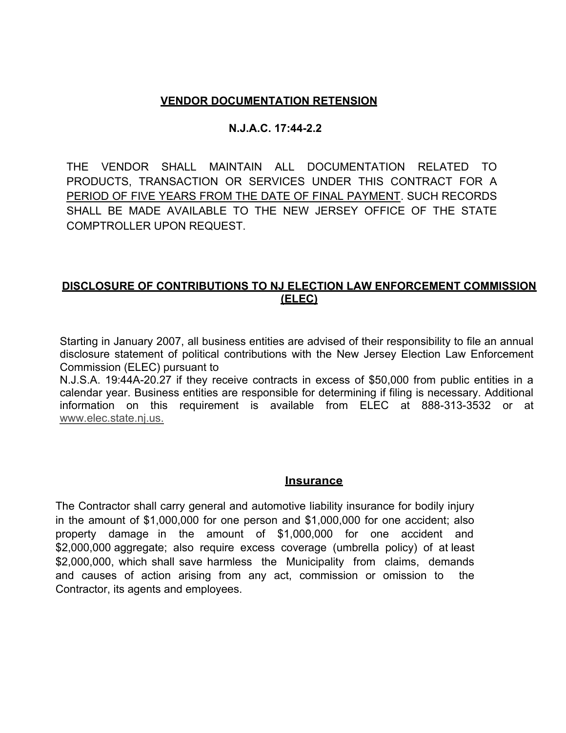## VENDOR DOCUMENTATION RETENSION

### N.J.A.C. 17:44-2.2

THE VENDOR SHALL MAINTAIN ALL DOCUMENTATION RELATED TO PRODUCTS, TRANSACTION OR SERVICES UNDER THIS CONTRACT FOR A PERIOD OF FIVE YEARS FROM THE DATE OF FINAL PAYMENT. SUCH RECORDS SHALL BE MADE AVAILABLE TO THE NEW JERSEY OFFICE OF THE STATE COMPTROLLER UPON REQUEST.

## DISCLOSURE OF CONTRIBUTIONS TO NJ ELECTION LAW ENFORCEMENT COMMISSION (ELEC)

Starting in January 2007, all business entities are advised of their responsibility to file an annual disclosure statement of political contributions with the New Jersey Election Law Enforcement Commission (ELEC) pursuant to
N.J.S.A. 19:44A-20.27 if they receive contracts in excess of $50,000 from public entities in a calendar year. Business entities are responsible for determining if filing is necessary. Additional information on this requirement is available from ELEC at 888-313-3532 or at www.elec.state.nj.us.

## Insurance

The Contractor shall carry general and automotive liability insurance for bodily injury in the amount of $1,000,000 for one person and $1,000,000 for one accident; also property damage in the amount of $1,000,000 for one accident and $2,000,000 aggregate; also require excess coverage (umbrella policy) of at least $2,000,000, which shall save harmless the Municipality from claims, demands and causes of action arising from any act, commission or omission to the Contractor, its agents and employees.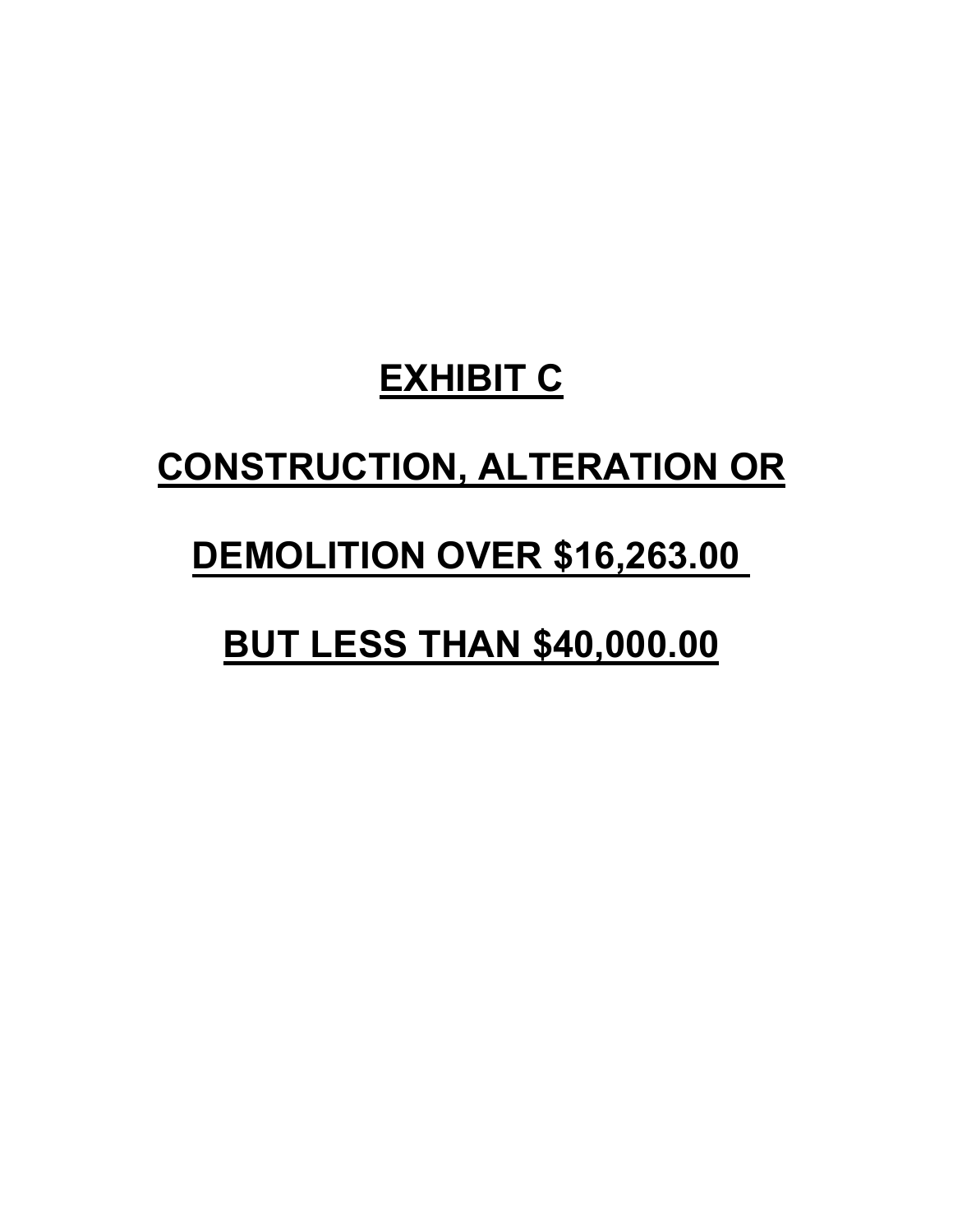# EXHIBIT C

# CONSTRUCTION, ALTERATION OR

# DEMOLITION OVER $16,263.00

# BUT LESS THAN $40,000.00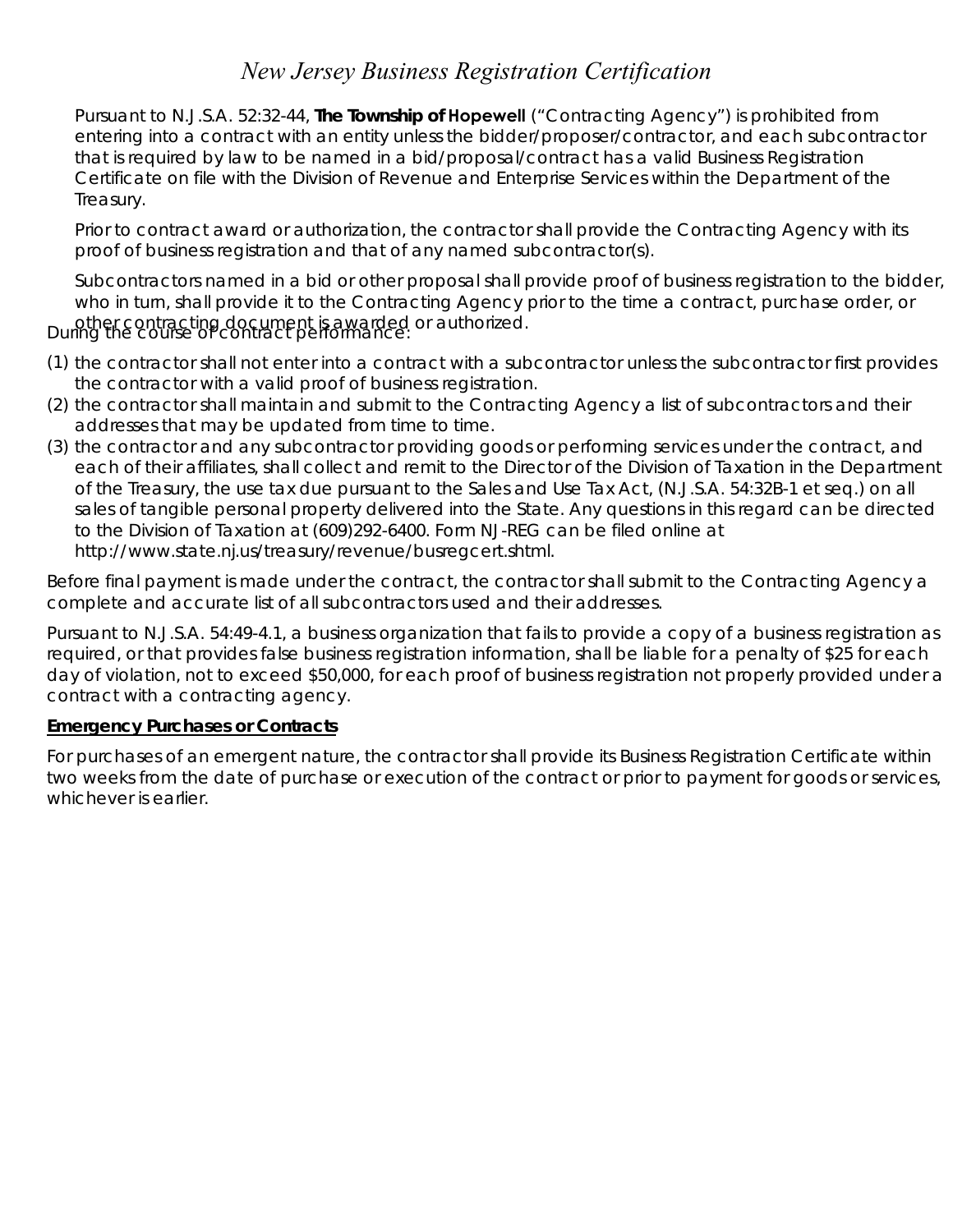# *New Jersey Business Registration Certification*

Pursuant to N.J.S.A. 52:32-44, **The Township of Hopewell** ("Contracting Agency") is prohibited from entering into a contract with an entity unless the bidder/proposer/contractor, and each subcontractor that is required by law to be named in a bid/proposal/contract has a valid Business Registration Certificate on file with the Division of Revenue and Enterprise Services within the Department of the Treasury.

Prior to contract award or authorization, the contractor shall provide the Contracting Agency with its proof of business registration and that of any named subcontractor(s).

Subcontractors named in a bid or other proposal shall provide proof of business registration to the bidder, who in turn, shall provide it to the Contracting Agency prior to the time a contract, purchase order, or other contracting document is awarded or authorized.

During the course of contract performance:

(1) the contractor shall not enter into a contract with a subcontractor unless the subcontractor first provides the contractor with a valid proof of business registration.
(2) the contractor shall maintain and submit to the Contracting Agency a list of subcontractors and their addresses that may be updated from time to time.
(3) the contractor and any subcontractor providing goods or performing services under the contract, and each of their affiliates, shall collect and remit to the Director of the Division of Taxation in the Department of the Treasury, the use tax due pursuant to the Sales and Use Tax Act, (N.J.S.A. 54:32B-1 et seq.) on all sales of tangible personal property delivered into the State. Any questions in this regard can be directed to the Division of Taxation at (609)292-6400. Form NJ-REG can be filed online at http://www.state.nj.us/treasury/revenue/busregcert.shtml.

Before final payment is made under the contract, the contractor shall submit to the Contracting Agency a complete and accurate list of all subcontractors used and their addresses.

Pursuant to N.J.S.A. 54:49-4.1, a business organization that fails to provide a copy of a business registration as required, or that provides false business registration information, shall be liable for a penalty of $25 for each day of violation, not to exceed $50,000, for each proof of business registration not properly provided under a contract with a contracting agency.

**Emergency Purchases or Contracts**

For purchases of an emergent nature, the contractor shall provide its Business Registration Certificate within two weeks from the date of purchase or execution of the contract or prior to payment for goods or services, whichever is earlier.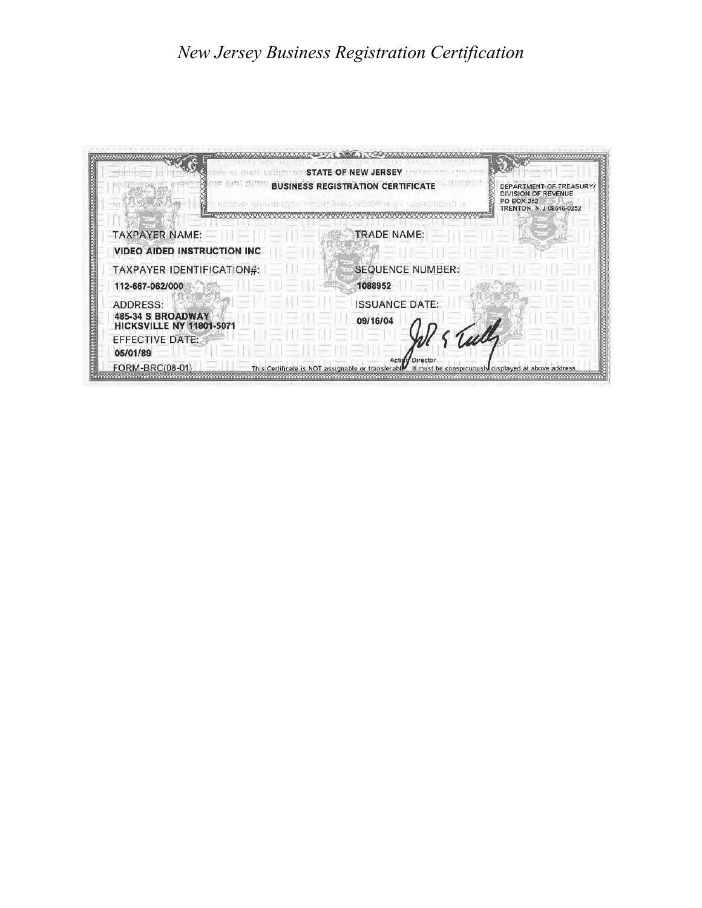*New Jersey Business Registration Certification*

STATE OF NEW JERSEY
BUSINESS REGISTRATION CERTIFICATE

DEPARTMENT OF TREASURY/
DIVISION OF REVENUE
PO BOX 252
TRENTON, N J 08646-0252

TAXPAYER NAME:
**VIDEO AIDED INSTRUCTION INC**

TRADE NAME:

TAXPAYER IDENTIFICATION#:
**112-667-062/000**

SEQUENCE NUMBER:
**1088952**

ADDRESS:
**485-34 S BROADWAY**
**HICKSVILLE NY 11801-5071**

ISSUANCE DATE:
**09/16/04**

EFFECTIVE DATE:
**05/01/89**

Acting Director

FORM-BRC(08-01)

This Certificate is NOT assignable or transferable. It must be conspicuously displayed at above address.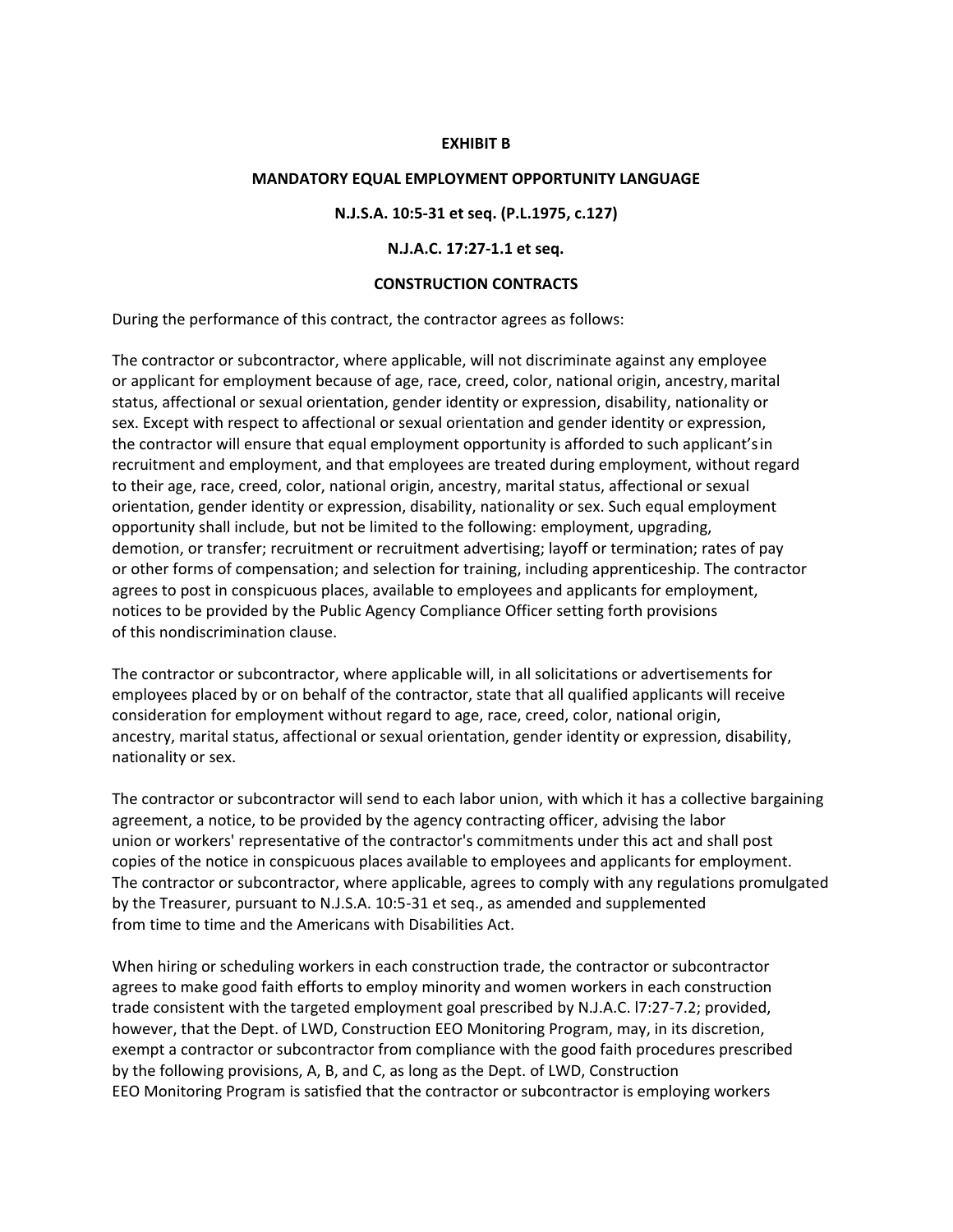**EXHIBIT B**

**MANDATORY EQUAL EMPLOYMENT OPPORTUNITY LANGUAGE**

**N.J.S.A. 10:5-31 et seq. (P.L.1975, c.127)**

**N.J.A.C. 17:27-1.1 et seq.**

**CONSTRUCTION CONTRACTS**

During the performance of this contract, the contractor agrees as follows:

The contractor or subcontractor, where applicable, will not discriminate against any employee or applicant for employment because of age, race, creed, color, national origin, ancestry, marital status, affectional or sexual orientation, gender identity or expression, disability, nationality or sex. Except with respect to affectional or sexual orientation and gender identity or expression, the contractor will ensure that equal employment opportunity is afforded to such applicant's in recruitment and employment, and that employees are treated during employment, without regard to their age, race, creed, color, national origin, ancestry, marital status, affectional or sexual orientation, gender identity or expression, disability, nationality or sex. Such equal employment opportunity shall include, but not be limited to the following: employment, upgrading, demotion, or transfer; recruitment or recruitment advertising; layoff or termination; rates of pay or other forms of compensation; and selection for training, including apprenticeship. The contractor agrees to post in conspicuous places, available to employees and applicants for employment, notices to be provided by the Public Agency Compliance Officer setting forth provisions of this nondiscrimination clause.

The contractor or subcontractor, where applicable will, in all solicitations or advertisements for employees placed by or on behalf of the contractor, state that all qualified applicants will receive consideration for employment without regard to age, race, creed, color, national origin, ancestry, marital status, affectional or sexual orientation, gender identity or expression, disability, nationality or sex.

The contractor or subcontractor will send to each labor union, with which it has a collective bargaining agreement, a notice, to be provided by the agency contracting officer, advising the labor union or workers' representative of the contractor's commitments under this act and shall post copies of the notice in conspicuous places available to employees and applicants for employment. The contractor or subcontractor, where applicable, agrees to comply with any regulations promulgated by the Treasurer, pursuant to N.J.S.A. 10:5-31 et seq., as amended and supplemented from time to time and the Americans with Disabilities Act.

When hiring or scheduling workers in each construction trade, the contractor or subcontractor agrees to make good faith efforts to employ minority and women workers in each construction trade consistent with the targeted employment goal prescribed by N.J.A.C. l7:27-7.2; provided, however, that the Dept. of LWD, Construction EEO Monitoring Program, may, in its discretion, exempt a contractor or subcontractor from compliance with the good faith procedures prescribed by the following provisions, A, B, and C, as long as the Dept. of LWD, Construction EEO Monitoring Program is satisfied that the contractor or subcontractor is employing workers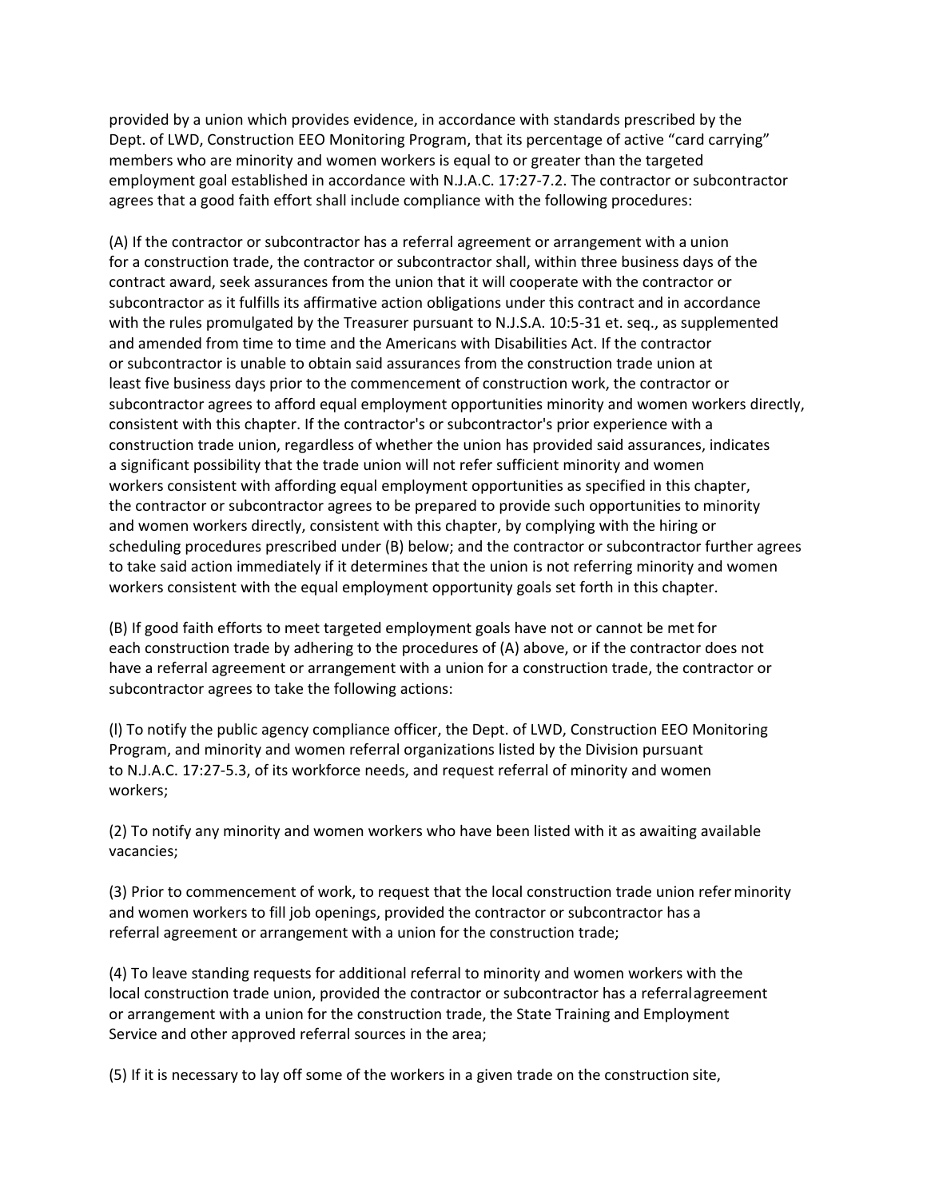provided by a union which provides evidence, in accordance with standards prescribed by the Dept. of LWD, Construction EEO Monitoring Program, that its percentage of active "card carrying" members who are minority and women workers is equal to or greater than the targeted employment goal established in accordance with N.J.A.C. 17:27-7.2. The contractor or subcontractor agrees that a good faith effort shall include compliance with the following procedures:

(A) If the contractor or subcontractor has a referral agreement or arrangement with a union for a construction trade, the contractor or subcontractor shall, within three business days of the contract award, seek assurances from the union that it will cooperate with the contractor or subcontractor as it fulfills its affirmative action obligations under this contract and in accordance with the rules promulgated by the Treasurer pursuant to N.J.S.A. 10:5-31 et. seq., as supplemented and amended from time to time and the Americans with Disabilities Act. If the contractor or subcontractor is unable to obtain said assurances from the construction trade union at least five business days prior to the commencement of construction work, the contractor or subcontractor agrees to afford equal employment opportunities minority and women workers directly, consistent with this chapter. If the contractor's or subcontractor's prior experience with a construction trade union, regardless of whether the union has provided said assurances, indicates a significant possibility that the trade union will not refer sufficient minority and women workers consistent with affording equal employment opportunities as specified in this chapter, the contractor or subcontractor agrees to be prepared to provide such opportunities to minority and women workers directly, consistent with this chapter, by complying with the hiring or scheduling procedures prescribed under (B) below; and the contractor or subcontractor further agrees to take said action immediately if it determines that the union is not referring minority and women workers consistent with the equal employment opportunity goals set forth in this chapter.

(B) If good faith efforts to meet targeted employment goals have not or cannot be met for each construction trade by adhering to the procedures of (A) above, or if the contractor does not have a referral agreement or arrangement with a union for a construction trade, the contractor or subcontractor agrees to take the following actions:

(l) To notify the public agency compliance officer, the Dept. of LWD, Construction EEO Monitoring Program, and minority and women referral organizations listed by the Division pursuant to N.J.A.C. 17:27-5.3, of its workforce needs, and request referral of minority and women workers;

(2) To notify any minority and women workers who have been listed with it as awaiting available vacancies;

(3) Prior to commencement of work, to request that the local construction trade union refer minority and women workers to fill job openings, provided the contractor or subcontractor has a referral agreement or arrangement with a union for the construction trade;

(4) To leave standing requests for additional referral to minority and women workers with the local construction trade union, provided the contractor or subcontractor has a referral agreement or arrangement with a union for the construction trade, the State Training and Employment Service and other approved referral sources in the area;

(5) If it is necessary to lay off some of the workers in a given trade on the construction site,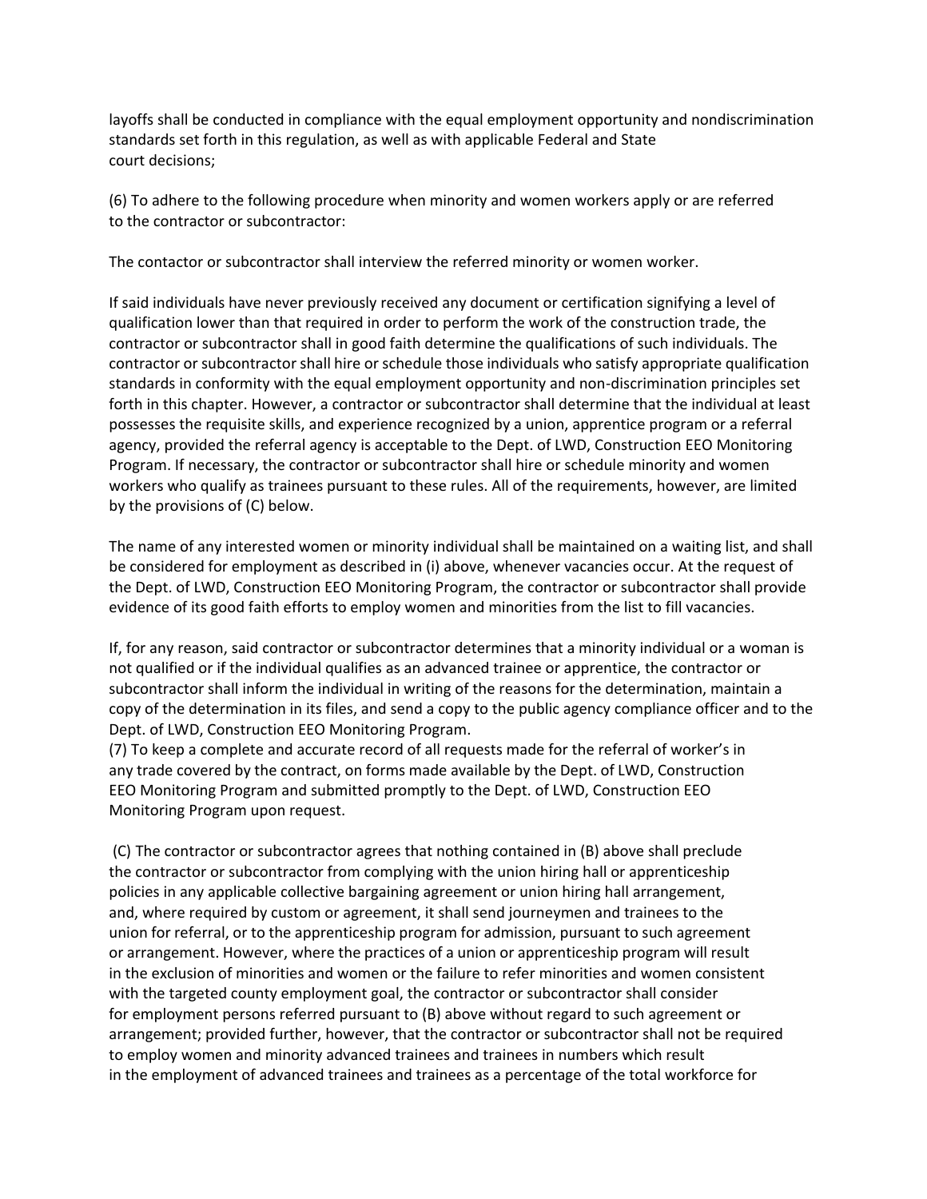layoffs shall be conducted in compliance with the equal employment opportunity and nondiscrimination standards set forth in this regulation, as well as with applicable Federal and State court decisions;

(6) To adhere to the following procedure when minority and women workers apply or are referred to the contractor or subcontractor:

The contactor or subcontractor shall interview the referred minority or women worker.

If said individuals have never previously received any document or certification signifying a level of qualification lower than that required in order to perform the work of the construction trade, the contractor or subcontractor shall in good faith determine the qualifications of such individuals. The contractor or subcontractor shall hire or schedule those individuals who satisfy appropriate qualification standards in conformity with the equal employment opportunity and non-discrimination principles set forth in this chapter. However, a contractor or subcontractor shall determine that the individual at least possesses the requisite skills, and experience recognized by a union, apprentice program or a referral agency, provided the referral agency is acceptable to the Dept. of LWD, Construction EEO Monitoring Program. If necessary, the contractor or subcontractor shall hire or schedule minority and women workers who qualify as trainees pursuant to these rules. All of the requirements, however, are limited by the provisions of (C) below.

The name of any interested women or minority individual shall be maintained on a waiting list, and shall be considered for employment as described in (i) above, whenever vacancies occur. At the request of the Dept. of LWD, Construction EEO Monitoring Program, the contractor or subcontractor shall provide evidence of its good faith efforts to employ women and minorities from the list to fill vacancies.

If, for any reason, said contractor or subcontractor determines that a minority individual or a woman is not qualified or if the individual qualifies as an advanced trainee or apprentice, the contractor or subcontractor shall inform the individual in writing of the reasons for the determination, maintain a copy of the determination in its files, and send a copy to the public agency compliance officer and to the Dept. of LWD, Construction EEO Monitoring Program.

(7) To keep a complete and accurate record of all requests made for the referral of worker's in any trade covered by the contract, on forms made available by the Dept. of LWD, Construction EEO Monitoring Program and submitted promptly to the Dept. of LWD, Construction EEO Monitoring Program upon request.

(C) The contractor or subcontractor agrees that nothing contained in (B) above shall preclude the contractor or subcontractor from complying with the union hiring hall or apprenticeship policies in any applicable collective bargaining agreement or union hiring hall arrangement, and, where required by custom or agreement, it shall send journeymen and trainees to the union for referral, or to the apprenticeship program for admission, pursuant to such agreement or arrangement. However, where the practices of a union or apprenticeship program will result in the exclusion of minorities and women or the failure to refer minorities and women consistent with the targeted county employment goal, the contractor or subcontractor shall consider for employment persons referred pursuant to (B) above without regard to such agreement or arrangement; provided further, however, that the contractor or subcontractor shall not be required to employ women and minority advanced trainees and trainees in numbers which result in the employment of advanced trainees and trainees as a percentage of the total workforce for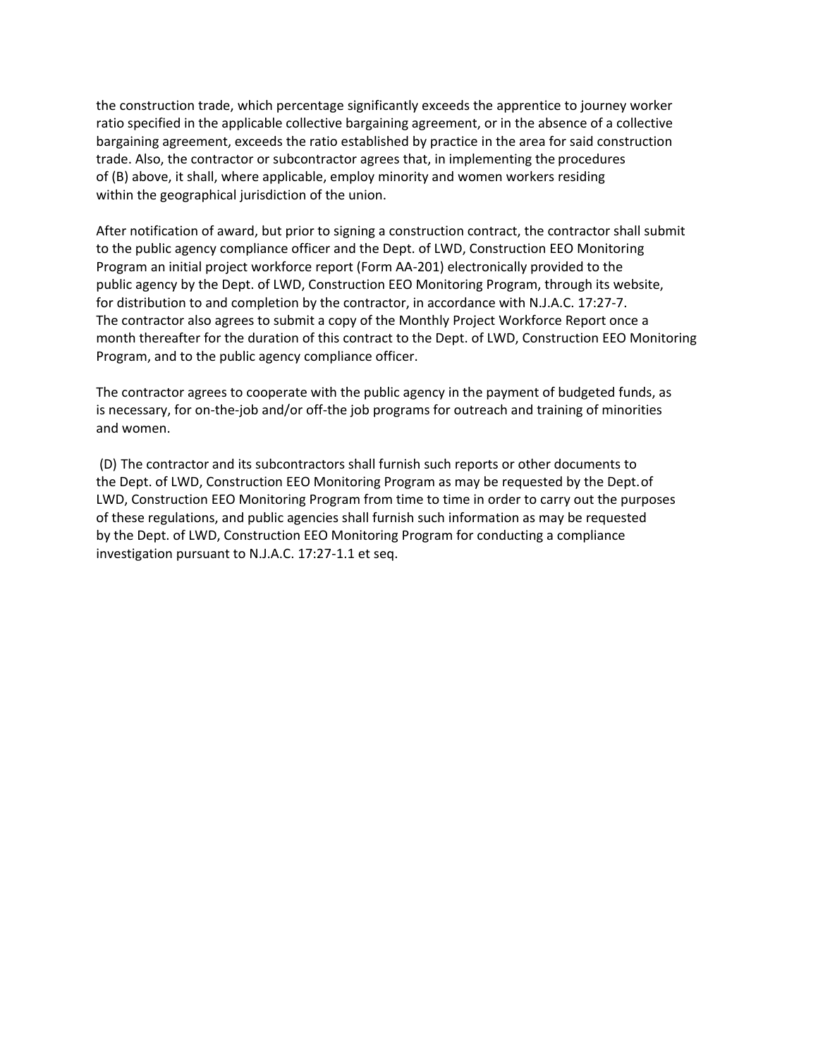the construction trade, which percentage significantly exceeds the apprentice to journey worker ratio specified in the applicable collective bargaining agreement, or in the absence of a collective bargaining agreement, exceeds the ratio established by practice in the area for said construction trade. Also, the contractor or subcontractor agrees that, in implementing the procedures of (B) above, it shall, where applicable, employ minority and women workers residing within the geographical jurisdiction of the union.

After notification of award, but prior to signing a construction contract, the contractor shall submit to the public agency compliance officer and the Dept. of LWD, Construction EEO Monitoring Program an initial project workforce report (Form AA-201) electronically provided to the public agency by the Dept. of LWD, Construction EEO Monitoring Program, through its website, for distribution to and completion by the contractor, in accordance with N.J.A.C. 17:27-7. The contractor also agrees to submit a copy of the Monthly Project Workforce Report once a month thereafter for the duration of this contract to the Dept. of LWD, Construction EEO Monitoring Program, and to the public agency compliance officer.

The contractor agrees to cooperate with the public agency in the payment of budgeted funds, as is necessary, for on-the-job and/or off-the job programs for outreach and training of minorities and women.

(D) The contractor and its subcontractors shall furnish such reports or other documents to the Dept. of LWD, Construction EEO Monitoring Program as may be requested by the Dept. of LWD, Construction EEO Monitoring Program from time to time in order to carry out the purposes of these regulations, and public agencies shall furnish such information as may be requested by the Dept. of LWD, Construction EEO Monitoring Program for conducting a compliance investigation pursuant to N.J.A.C. 17:27-1.1 et seq.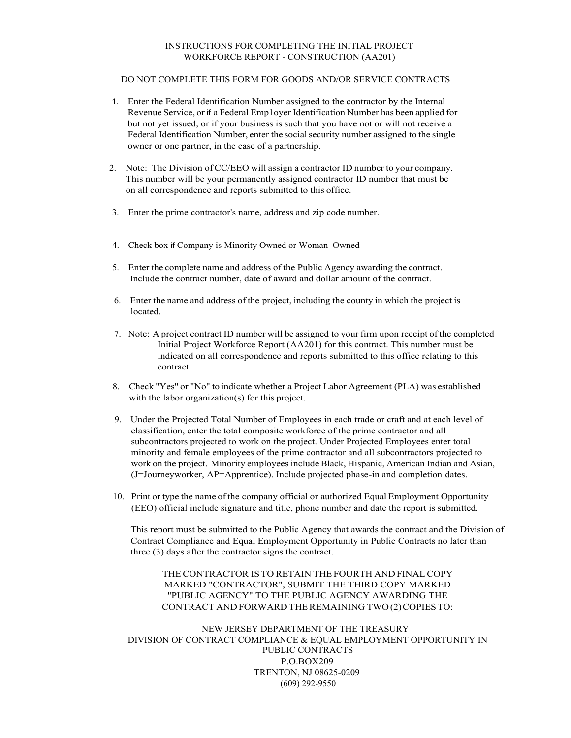# INSTRUCTIONS FOR COMPLETING THE INITIAL PROJECT WORKFORCE REPORT - CONSTRUCTION (AA201)

DO NOT COMPLETE THIS FORM FOR GOODS AND/OR SERVICE CONTRACTS

1. Enter the Federal Identification Number assigned to the contractor by the Internal Revenue Service, or if a Federal Emp1oyer Identification Number has been applied for but not yet issued, or if your business is such that you have not or will not receive a Federal Identification Number, enter the social security number assigned to the single owner or one partner, in the case of a partnership.

2. Note: The Division of CC/EEO will assign a contractor ID number to your company. This number will be your permanently assigned contractor ID number that must be on all correspondence and reports submitted to this office.

3. Enter the prime contractor's name, address and zip code number.

4. Check box if Company is Minority Owned or Woman Owned

5. Enter the complete name and address of the Public Agency awarding the contract. Include the contract number, date of award and dollar amount of the contract.

6. Enter the name and address of the project, including the county in which the project is located.

7. Note: A project contract ID number will be assigned to your firm upon receipt of the completed Initial Project Workforce Report (AA201) for this contract. This number must be indicated on all correspondence and reports submitted to this office relating to this contract.

8. Check "Yes" or "No" to indicate whether a Project Labor Agreement (PLA) was established with the labor organization(s) for this project.

9. Under the Projected Total Number of Employees in each trade or craft and at each level of classification, enter the total composite workforce of the prime contractor and all subcontractors projected to work on the project. Under Projected Employees enter total minority and female employees of the prime contractor and all subcontractors projected to work on the project. Minority employees include Black, Hispanic, American Indian and Asian, (J=Journeyworker, AP=Apprentice). Include projected phase-in and completion dates.

10. Print or type the name of the company official or authorized Equal Employment Opportunity (EEO) official include signature and title, phone number and date the report is submitted.

This report must be submitted to the Public Agency that awards the contract and the Division of Contract Compliance and Equal Employment Opportunity in Public Contracts no later than three (3) days after the contractor signs the contract.

THE CONTRACTOR IS TO RETAIN THE FOURTH AND FINAL COPY MARKED "CONTRACTOR", SUBMIT THE THIRD COPY MARKED "PUBLIC AGENCY" TO THE PUBLIC AGENCY AWARDING THE CONTRACT AND FORWARD THE REMAINING TWO (2) COPIES TO:

NEW JERSEY DEPARTMENT OF THE TREASURY
DIVISION OF CONTRACT COMPLIANCE & EQUAL EMPLOYMENT OPPORTUNITY IN PUBLIC CONTRACTS
P.O.BOX209
TRENTON, NJ 08625-0209
(609) 292-9550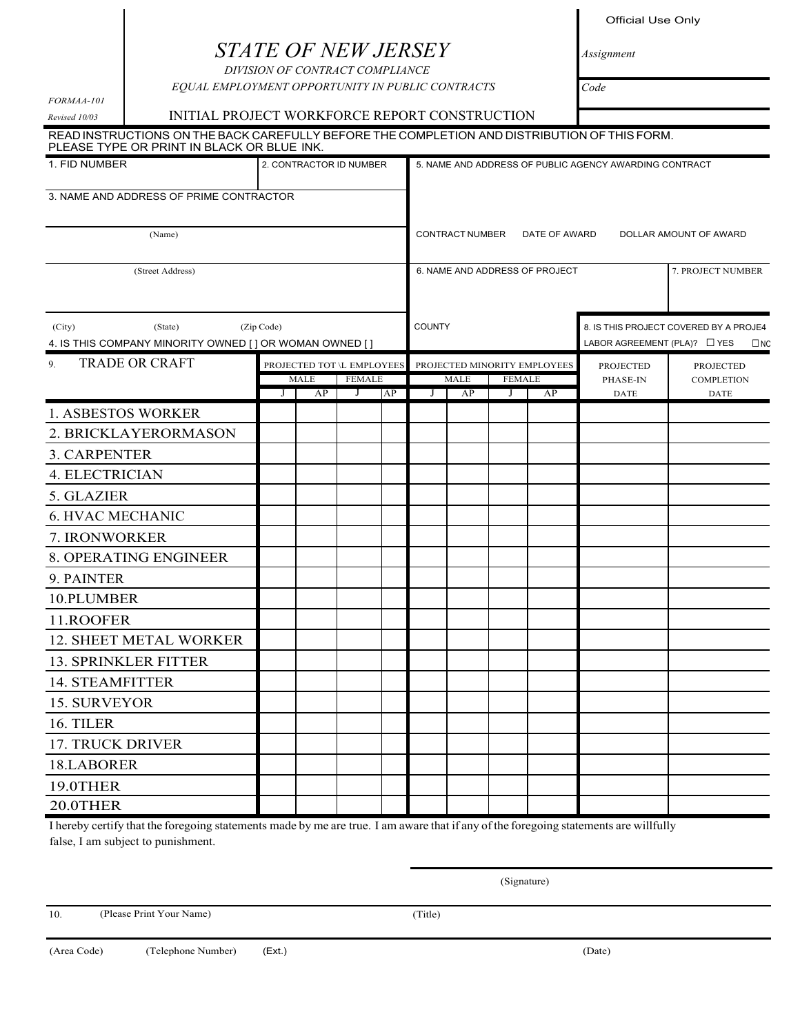Official Use Only

Assignment

Code

# STATE OF NEW JERSEY

*DIVISION OF CONTRACT COMPLIANCE*

*EQUAL EMPLOYMENT OPPORTUNITY IN PUBLIC CONTRACTS*

*FORMAA-101*

*Revised 10/03*

## INITIAL PROJECT WORKFORCE REPORT CONSTRUCTION

READ INSTRUCTIONS ON THE BACK CAREFULLY BEFORE THE COMPLETION AND DISTRIBUTION OF THIS FORM. PLEASE TYPE OR PRINT IN BLACK OR BLUE INK.

1. FID NUMBER

2. CONTRACTOR ID NUMBER

3. NAME AND ADDRESS OF PRIME CONTRACTOR

(Name)

(Street Address)

(City) (State) (Zip Code)

4. IS THIS COMPANY MINORITY OWNED [ ] OR WOMAN OWNED [ ]

5. NAME AND ADDRESS OF PUBLIC AGENCY AWARDING CONTRACT

CONTRACT NUMBER DATE OF AWARD DOLLAR AMOUNT OF AWARD

6. NAME AND ADDRESS OF PROJECT

7. PROJECT NUMBER

COUNTY

8. IS THIS PROJECT COVERED BY A PROJE4 LABOR AGREEMENT (PLA)? ☐ YES ☐ NO

| 9. TRADE OR CRAFT | PROJECTED TOT \L EMPLOYEES | | | | PROJECTED MINORITY EMPLOYEES | | | | PROJECTED PHASE-IN DATE | PROJECTED COMPLETION DATE |
|---|---|---|---|---|---|---|---|---|---|---|
| | MALE | | FEMALE | | MALE | | FEMALE | | | |
| | J | AP | J | AP | J | AP | J | AP | | |
| 1. ASBESTOS WORKER | | | | | | | | | | |
| 2. BRICKLAYERORMASON | | | | | | | | | | |
| 3. CARPENTER | | | | | | | | | | |
| 4. ELECTRICIAN | | | | | | | | | | |
| 5. GLAZIER | | | | | | | | | | |
| 6. HVAC MECHANIC | | | | | | | | | | |
| 7. IRONWORKER | | | | | | | | | | |
| 8. OPERATING ENGINEER | | | | | | | | | | |
| 9. PAINTER | | | | | | | | | | |
| 10.PLUMBER | | | | | | | | | | |
| 11.ROOFER | | | | | | | | | | |
| 12. SHEET METAL WORKER | | | | | | | | | | |
| 13. SPRINKLER FITTER | | | | | | | | | | |
| 14. STEAMFITTER | | | | | | | | | | |
| 15. SURVEYOR | | | | | | | | | | |
| 16. TILER | | | | | | | | | | |
| 17. TRUCK DRIVER | | | | | | | | | | |
| 18.LABORER | | | | | | | | | | |
| 19.0THER | | | | | | | | | | |
| 20.0THER | | | | | | | | | | |

I hereby certify that the foregoing statements made by me are true. I am aware that if any of the foregoing statements are willfully false, I am subject to punishment.

(Signature)

10. (Please Print Your Name) (Title)

(Area Code) (Telephone Number) (Ext.) (Date)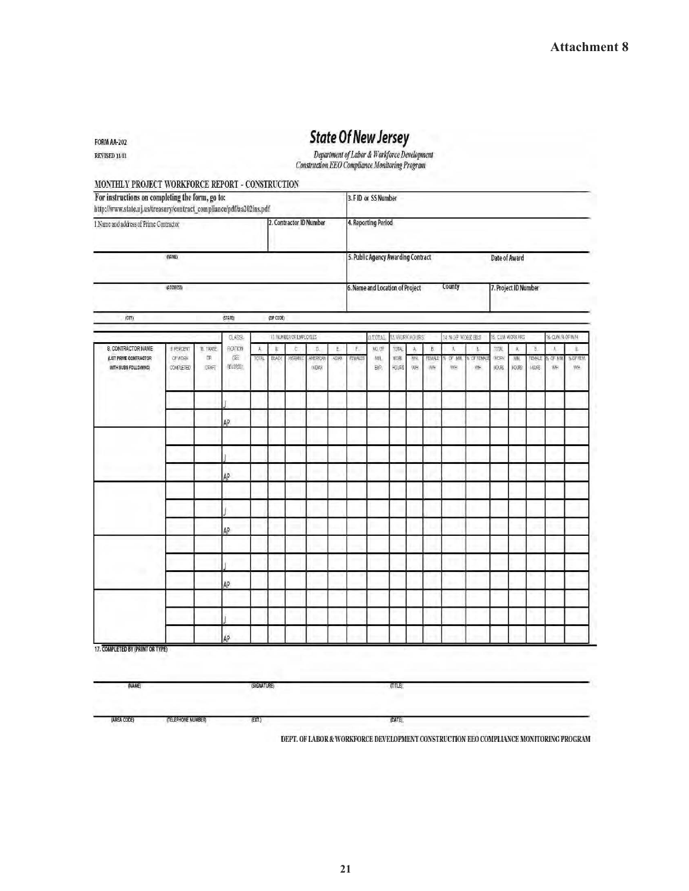**Attachment 8**

FORM AA-202
REVISED 11/11

# State Of New Jersey

*Department of Labor & Workforce Development*
*Construction EEO Compliance Monitoring Program*

## MONTHLY PROJECT WORKFORCE REPORT - CONSTRUCTION

| For instructions on completing the form, go to: http://www.state.nj.us/treasury/contract_compliance/pdf/aa202ins.pdf | | 3. FID or SS Number | | |
|---|---|---|---|---|
| 1. Name and address of Prime Contractor | 2. Contractor ID Number | 4. Reporting Period | | |
| (NAME) | | 5. Public Agency Awarding Contract | | Date of Award |
| (ADDRESS) | | 6. Name and Location of Project | County | 7. Project ID Number |
| (CITY) (STATE) (ZIP CODE) | | | | |

| 8. CONTRACTOR NAME (LIST PRIME CONTRACTOR WITH SUBS FOLLOWING) | 9. PERCENT OF WORK COMPLETED | 10. TRADE OR CRAFT | CLASSIFICATION (SEE REVERSE) | 11. NUMBER OF EMPLOYEES A. TOTAL | B. BLACK | C. HISPANIC | D. AMERICAN INDIAN | E. ASIAN | F. FEMALES | 12. TOTAL NO. OF MIN. EMP. | 13. WORK HOURS TOTAL WORK HOURS | A. MIN. WH | B. FEMALE WH | 14. % OF WORK HRS A. % OF MIN. WH | B. % OF FEMALE WH | 15. CUM. WORK HRS TOTAL WORK HOURS | A. MIN. HOURS | B. FEMALE HOURS | 16. CUM. % OF W/H A. % OF MIN WH | B. % OF FEM. WH |
|---|---|---|---|---|---|---|---|---|---|---|---|---|---|---|---|---|---|---|---|---|
| | | | | | | | | | | | | | | | | | | | | |
| | | | J | | | | | | | | | | | | | | | | | |
| | | | AP | | | | | | | | | | | | | | | | | |
| | | | | | | | | | | | | | | | | | | | | |
| | | | J | | | | | | | | | | | | | | | | | |
| | | | AP | | | | | | | | | | | | | | | | | |
| | | | | | | | | | | | | | | | | | | | | |
| | | | J | | | | | | | | | | | | | | | | | |
| | | | AP | | | | | | | | | | | | | | | | | |
| | | | | | | | | | | | | | | | | | | | | |
| | | | J | | | | | | | | | | | | | | | | | |
| | | | AP | | | | | | | | | | | | | | | | | |
| | | | | | | | | | | | | | | | | | | | | |
| | | | J | | | | | | | | | | | | | | | | | |
| | | | AP | | | | | | | | | | | | | | | | | |

17. COMPLETED BY (PRINT OR TYPE)

(NAME) (SIGNATURE) (TITLE)

(AREA CODE) (TELEPHONE NUMBER) (EXT.) (DATE)

DEPT. OF LABOR & WORKFORCE DEVELOPMENT CONSTRUCTION EEO COMPLIANCE MONITORING PROGRAM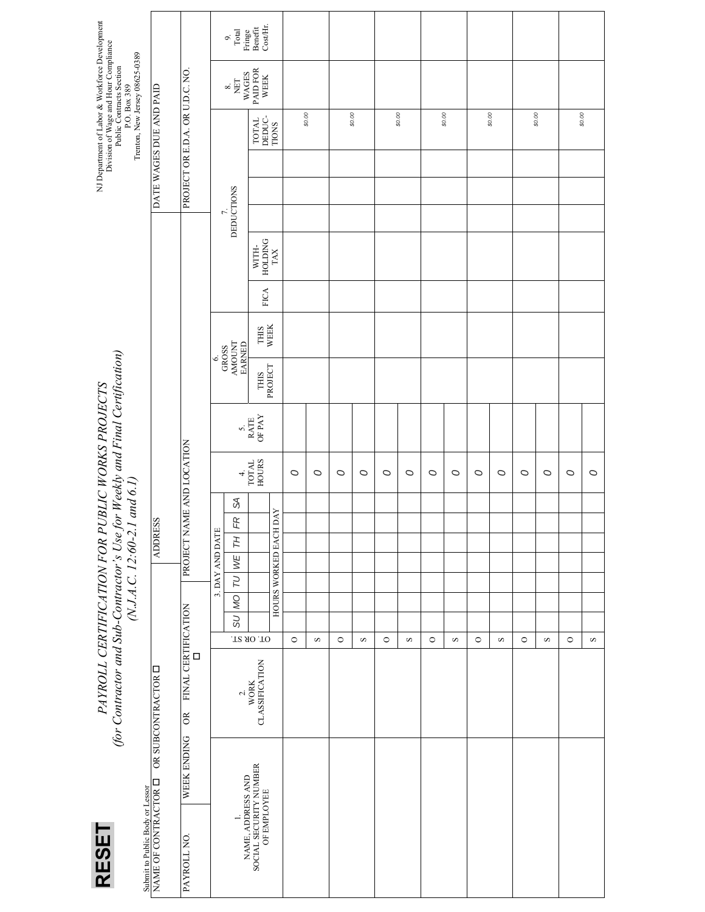**RESET**

Submit to Public Body or Lessor

# *PAYROLL CERTIFICATION FOR PUBLIC WORKS PROJECTS*

*(for Contractor and Sub-Contractor's Use for Weekly and Final Certification)*

*(N.J.A.C. 12:60-2.1 and 6.1)*

NJ Department of Labor & Workforce Development
Division of Wage and Hour Compliance
Public Contracts Section
P.O. Box 389
Trenton, New Jersey 08625-0389

| NAME OF CONTRACTOR ☐ OR SUBCONTRACTOR ☐ | ADDRESS | DATE WAGES DUE AND PAID |
|---|---|---|
| PAYROLL NO. / WEEK ENDING OR FINAL CERTIFICATION ☐ | PROJECT NAME AND LOCATION | PROJECT OR E.D.A. OR U.D.C. NO. |

| 1. NAME, ADDRESS AND SOCIAL SECURITY NUMBER OF EMPLOYEE | 2. WORK CLASSIFICATION | OT. OR ST. | 3. DAY AND DATE / HOURS WORKED EACH DAY | | | | | | | 4. TOTAL HOURS | 5. RATE OF PAY | 6. GROSS AMOUNT EARNED | | 7. DEDUCTIONS | | | | | | 8. NET WAGES PAID FOR WEEK | 9. Total Fringe Benefit Cost/Hr. |
|---|---|---|---|---|---|---|---|---|---|---|---|---|---|---|---|---|---|---|---|---|---|
| | | | SU | MO | TU | WE | TH | FR | SA | | | THIS PROJECT | THIS WEEK | FICA | WITH-HOLDING TAX | | | | TOTAL DEDUC-TIONS | | |
| | | O | | | | | | | | 0 | | | | | | | | | $0.00 | | |
| | | S | | | | | | | | 0 | | | | | | | | | | | |
| | | O | | | | | | | | 0 | | | | | | | | | $0.00 | | |
| | | S | | | | | | | | 0 | | | | | | | | | | | |
| | | O | | | | | | | | 0 | | | | | | | | | $0.00 | | |
| | | S | | | | | | | | 0 | | | | | | | | | | | |
| | | O | | | | | | | | 0 | | | | | | | | | $0.00 | | |
| | | S | | | | | | | | 0 | | | | | | | | | | | |
| | | O | | | | | | | | 0 | | | | | | | | | $0.00 | | |
| | | S | | | | | | | | 0 | | | | | | | | | | | |
| | | O | | | | | | | | 0 | | | | | | | | | $0.00 | | |
| | | S | | | | | | | | 0 | | | | | | | | | | | |
| | | O | | | | | | | | 0 | | | | | | | | | $0.00 | | |
| | | S | | | | | | | | 0 | | | | | | | | | | | |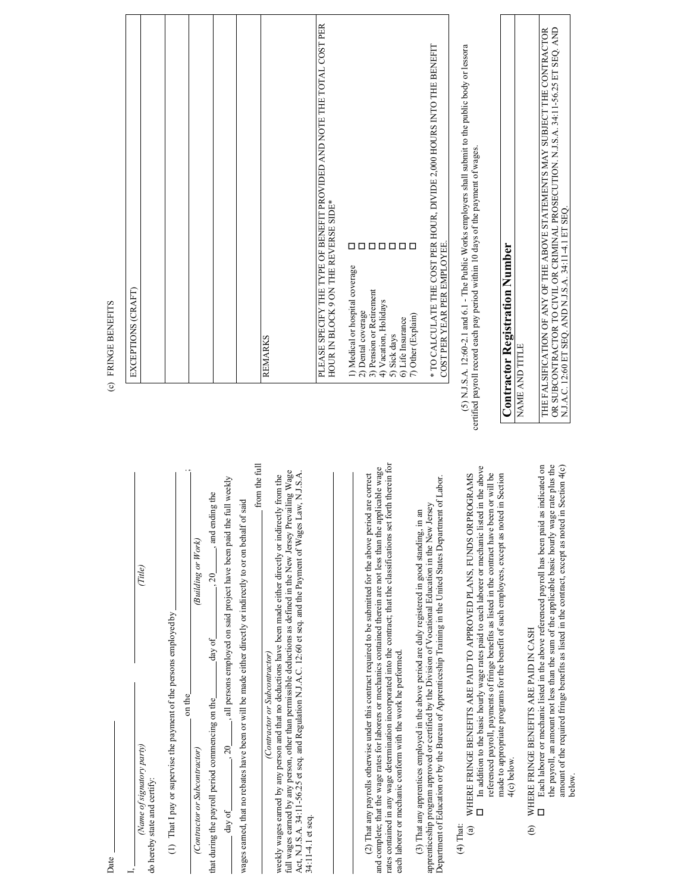Date ______________

I, ______________________________ ______________________________
*(Name of signatory party)* *(Title)*

do hereby state and certify:

(1) That I pay or supervise the payment of the persons employed by ______________________________ on the ______________________________;

*(Contractor or Subcontractor)* *(Building or Work)*

that during the payroll period commencing on the ______ day of ______, 20____, and ending the ______ day of ______, 20____, all persons employed on said project have been paid the full weekly wages earned, that no rebates have been or will be made either directly or indirectly to or on behalf of said ______________________________ from the full

*(Contractor or Subcontractor)*

weekly wages earned by any person and that no deductions have been made either directly or indirectly from the full wages earned by any person, other than permissible deductions as defined in the New Jersey Prevailing Wage Act, N.J.S.A. 34:11-56.25 et seq. and Regulation N.J.A.C. 12:60 et seq. and the Payment of Wages Law, N.J.S.A. 34:11-4.1 et seq.

(2) That any payrolls otherwise under this contract required to be submitted for the above period are correct and complete; that the wage rates for laborers or mechanics contained therein are not less than the applicable wage rates contained in any wage determination incorporated into the contract; that the classifications set forth therein for each laborer or mechanic conform with the work he performed.

(3) That any apprentices employed in the above period are duly registered in good standing, in an apprenticeship program approved or certified by the Division of Vocational Education in the New Jersey Department of Education or by the Bureau of Apprenticeship Training in the United States Department of Labor.

(4) That:

(a) WHERE FRINGE BENEFITS ARE PAID TO APPROVED PLANS, FUNDS OR PROGRAMS

☐ In addition to the basic hourly wage rates paid to each laborer or mechanic listed in the above referenced payroll, payments of fringe benefits as listed in the contract have been or will be made to appropriate programs for the benefit of such employees, except as noted in Section 4(c) below.

(b) WHERE FRINGE BENEFITS ARE PAID IN CASH

☐ Each laborer or mechanic listed in the above referenced payroll has been paid as indicated on the payroll, an amount not less than the sum of the applicable basic hourly wage rate plus the amount of the required fringe benefits as listed in the contract, except as noted in Section 4(c) below.

(c) FRINGE BENEFITS

| EXCEPTIONS (CRAFT) |
|---|
| |
| |
| |
| |
| |
| REMARKS |
| |
| |

PLEASE SPECIFY THE TYPE OF BENEFIT PROVIDED AND NOTE THE TOTAL COST PER HOUR IN BLOCK 9 ON THE REVERSE SIDE*

1) Medical or hospital coverage ☐
2) Dental coverage ☐
3) Pension or Retirement ☐
4) Vacation, Holidays ☐
5) Sick days ☐
6) Life Insurance ☐
7) Other (Explain) ☐

\* TO CALCULATE THE COST PER HOUR, DIVIDE 2,000 HOURS INTO THE BENEFIT COST PER YEAR PER EMPLOYEE.

(5) N.J.S.A. 12:60-2.1 and 6.1 - The Public Works employers shall submit to the public body or lessora certified payroll record each pay period within 10 days of the payment of wages.

| **Contractor Registration Number** |
|---|
| NAME AND TITLE |
| |
| THE FALSIFICATION OF ANY OF THE ABOVE STATEMENTS MAY SUBJECT THE CONTRACTOR OR SUBCONTRACTOR TO CIVIL OR CRIMINAL PROSECUTION. N.J.S.A. 34:11-56.25 ET SEQ. AND N.J.A.C. 12:60 ET SEQ. AND N.J.S.A. 34:11-4.1 ET SEQ. |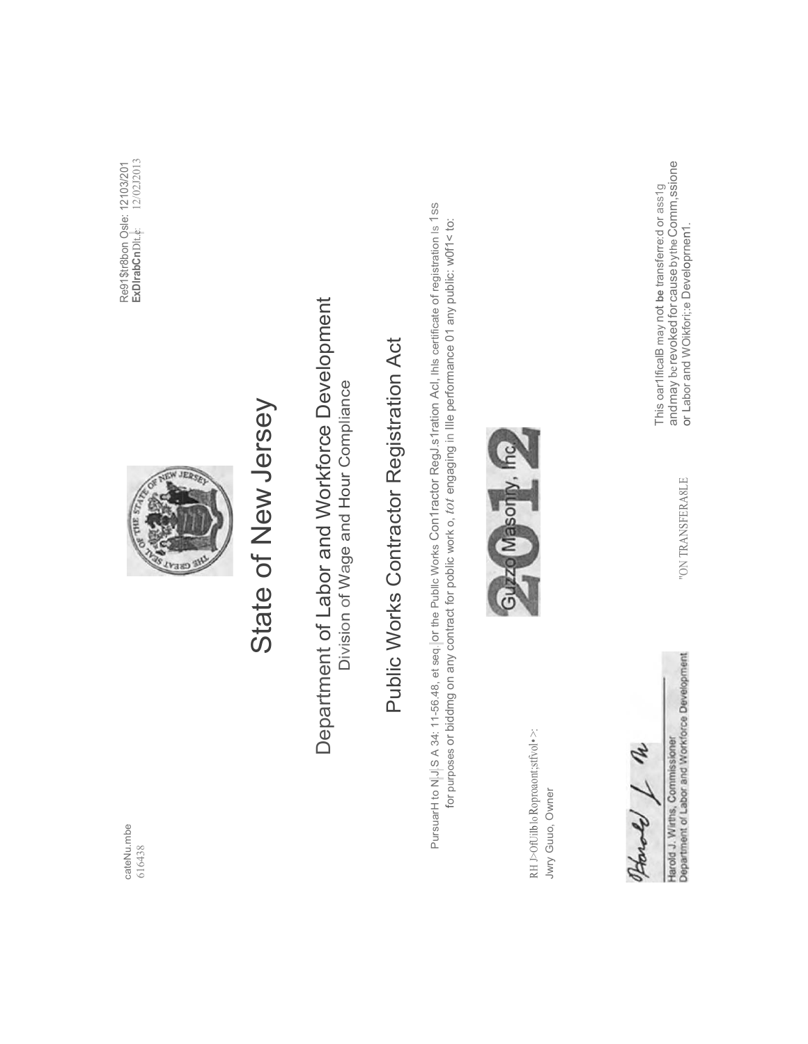cateNu.mbe
616438

Re91$tr8bon Osle: 12103/201
**ExDIrabCn** Dlt.e: 12/02J2013

# State of New Jersey

## Department of Labor and Workforce Development

Division of Wage and Hour Compliance

## Public Works Contractor Registration Act

PursuarH to N|J|S A 34: 11-56.48, et seq.|or the Publlc Works Con1ractor RegJ.s1ration Acl, lhls certificate of registration ls 1ss for purposes or biddmg on any contract for poblic work o, *tot* engaging in lIle performance 01 any public: w0f1< to:

**2012**

Guzzo Masonry, Inc.

RH J>OfUilb lo Roproaont;stfvol•>:
Jwry Guuo, Owner

Harold J. Wirths, Commissioner
Department of Labor and Workforce Development

"ON TRANSFERA8LE

This oar1ficalB may not **be** transferre:d or ass1g andmay be revoked for cause by the Comm,ssione or Labor and WOikfori;:e Developrnen1.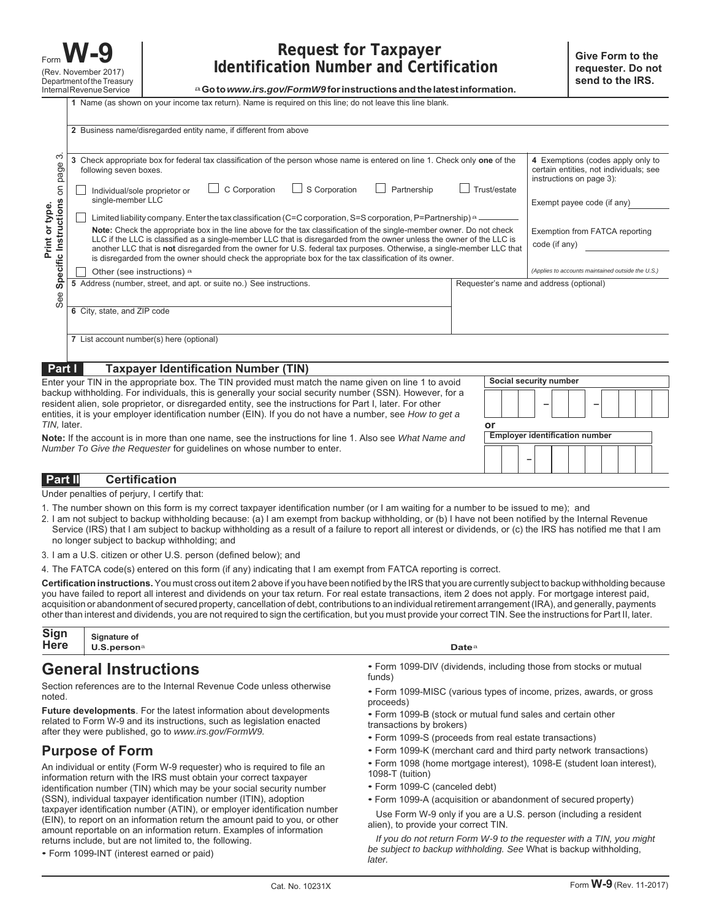Form **W-9**
(Rev. November 2017)
Department of the Treasury
Internal Revenue Service

# Request for Taxpayer Identification Number and Certification

▶ **Go to** ***www.irs.gov/FormW9*** **for instructions and the latest information.**

**Give Form to the requester. Do not send to the IRS.**

Print or type.
See **Specific Instructions** on page 3.

**1** Name (as shown on your income tax return). Name is required on this line; do not leave this line blank.

**2** Business name/disregarded entity name, if different from above

**3** Check appropriate box for federal tax classification of the person whose name is entered on line 1. Check only **one** of the following seven boxes.

☐ Individual/sole proprietor or single-member LLC ☐ C Corporation ☐ S Corporation ☐ Partnership ☐ Trust/estate

☐ Limited liability company. Enter the tax classification (C=C corporation, S=S corporation, P=Partnership) ▶ ________

**Note:** Check the appropriate box in the line above for the tax classification of the single-member owner. Do not check LLC if the LLC is classified as a single-member LLC that is disregarded from the owner unless the owner of the LLC is another LLC that is **not** disregarded from the owner for U.S. federal tax purposes. Otherwise, a single-member LLC that is disregarded from the owner should check the appropriate box for the tax classification of its owner.

☐ Other (see instructions) ▶

**4** Exemptions (codes apply only to certain entities, not individuals; see instructions on page 3):

Exempt payee code (if any) ________

Exemption from FATCA reporting code (if any) ________

*(Applies to accounts maintained outside the U.S.)*

**5** Address (number, street, and apt. or suite no.) See instructions.

Requester's name and address (optional)

**6** City, state, and ZIP code

**7** List account number(s) here (optional)

## Part I Taxpayer Identification Number (TIN)

Enter your TIN in the appropriate box. The TIN provided must match the name given on line 1 to avoid backup withholding. For individuals, this is generally your social security number (SSN). However, for a resident alien, sole proprietor, or disregarded entity, see the instructions for Part I, later. For other entities, it is your employer identification number (EIN). If you do not have a number, see *How to get a TIN,* later.

**Note:** If the account is in more than one name, see the instructions for line 1. Also see *What Name and Number To Give the Requester* for guidelines on whose number to enter.

**Social security number**

☐☐☐ – ☐☐ – ☐☐☐☐

**or**

**Employer identification number**

☐☐ – ☐☐☐☐☐☐☐

## Part II Certification

Under penalties of perjury, I certify that:

1. The number shown on this form is my correct taxpayer identification number (or I am waiting for a number to be issued to me); and
2. I am not subject to backup withholding because: (a) I am exempt from backup withholding, or (b) I have not been notified by the Internal Revenue Service (IRS) that I am subject to backup withholding as a result of a failure to report all interest or dividends, or (c) the IRS has notified me that I am no longer subject to backup withholding; and
3. I am a U.S. citizen or other U.S. person (defined below); and
4. The FATCA code(s) entered on this form (if any) indicating that I am exempt from FATCA reporting is correct.

**Certification instructions.** You must cross out item 2 above if you have been notified by the IRS that you are currently subject to backup withholding because you have failed to report all interest and dividends on your tax return. For real estate transactions, item 2 does not apply. For mortgage interest paid, acquisition or abandonment of secured property, cancellation of debt, contributions to an individual retirement arrangement (IRA), and generally, payments other than interest and dividends, you are not required to sign the certification, but you must provide your correct TIN. See the instructions for Part II, later.

**Sign Here** **Signature of U.S. person** ▶ **Date** ▶

# General Instructions

Section references are to the Internal Revenue Code unless otherwise noted.

**Future developments**. For the latest information about developments related to Form W-9 and its instructions, such as legislation enacted after they were published, go to *www.irs.gov/FormW9.*

## Purpose of Form

An individual or entity (Form W-9 requester) who is required to file an information return with the IRS must obtain your correct taxpayer identification number (TIN) which may be your social security number (SSN), individual taxpayer identification number (ITIN), adoption taxpayer identification number (ATIN), or employer identification number (EIN), to report on an information return the amount paid to you, or other amount reportable on an information return. Examples of information returns include, but are not limited to, the following.

- Form 1099-INT (interest earned or paid)
- Form 1099-DIV (dividends, including those from stocks or mutual funds)
- Form 1099-MISC (various types of income, prizes, awards, or gross proceeds)
- Form 1099-B (stock or mutual fund sales and certain other transactions by brokers)
- Form 1099-S (proceeds from real estate transactions)
- Form 1099-K (merchant card and third party network transactions)
- Form 1098 (home mortgage interest), 1098-E (student loan interest), 1098-T (tuition)
- Form 1099-C (canceled debt)
- Form 1099-A (acquisition or abandonment of secured property)

Use Form W-9 only if you are a U.S. person (including a resident alien), to provide your correct TIN.

*If you do not return Form W-9 to the requester with a TIN, you might be subject to backup withholding. See* What is backup withholding, *later.*

Cat. No. 10231X Form **W-9** (Rev. 11-2017)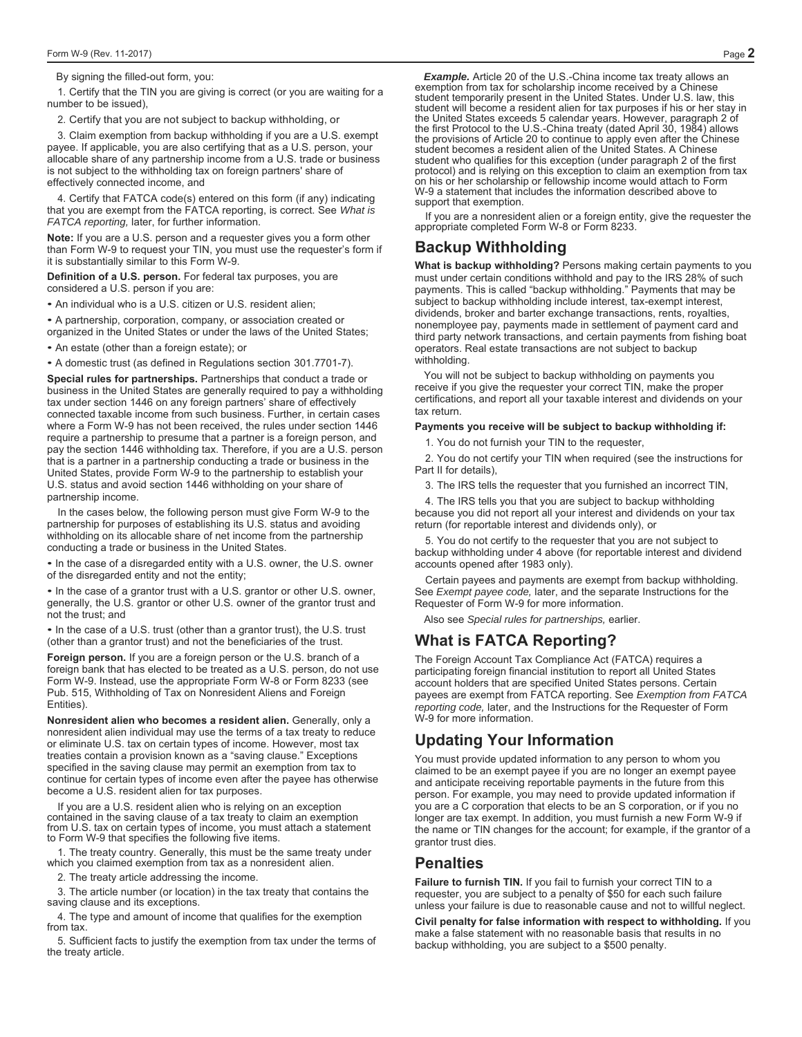By signing the filled-out form, you:

1. Certify that the TIN you are giving is correct (or you are waiting for a number to be issued),

2. Certify that you are not subject to backup withholding, or

3. Claim exemption from backup withholding if you are a U.S. exempt payee. If applicable, you are also certifying that as a U.S. person, your allocable share of any partnership income from a U.S. trade or business is not subject to the withholding tax on foreign partners' share of effectively connected income, and

4. Certify that FATCA code(s) entered on this form (if any) indicating that you are exempt from the FATCA reporting, is correct. See *What is FATCA reporting,* later, for further information.

**Note:** If you are a U.S. person and a requester gives you a form other than Form W-9 to request your TIN, you must use the requester's form if it is substantially similar to this Form W-9.

**Definition of a U.S. person.** For federal tax purposes, you are considered a U.S. person if you are:

- An individual who is a U.S. citizen or U.S. resident alien;
- A partnership, corporation, company, or association created or organized in the United States or under the laws of the United States;
- An estate (other than a foreign estate); or
- A domestic trust (as defined in Regulations section 301.7701-7).

**Special rules for partnerships.** Partnerships that conduct a trade or business in the United States are generally required to pay a withholding tax under section 1446 on any foreign partners' share of effectively connected taxable income from such business. Further, in certain cases where a Form W-9 has not been received, the rules under section 1446 require a partnership to presume that a partner is a foreign person, and pay the section 1446 withholding tax. Therefore, if you are a U.S. person that is a partner in a partnership conducting a trade or business in the United States, provide Form W-9 to the partnership to establish your U.S. status and avoid section 1446 withholding on your share of partnership income.

In the cases below, the following person must give Form W-9 to the partnership for purposes of establishing its U.S. status and avoiding withholding on its allocable share of net income from the partnership conducting a trade or business in the United States.

- In the case of a disregarded entity with a U.S. owner, the U.S. owner of the disregarded entity and not the entity;
- In the case of a grantor trust with a U.S. grantor or other U.S. owner, generally, the U.S. grantor or other U.S. owner of the grantor trust and not the trust; and
- In the case of a U.S. trust (other than a grantor trust), the U.S. trust (other than a grantor trust) and not the beneficiaries of the trust.

**Foreign person.** If you are a foreign person or the U.S. branch of a foreign bank that has elected to be treated as a U.S. person, do not use Form W-9. Instead, use the appropriate Form W-8 or Form 8233 (see Pub. 515, Withholding of Tax on Nonresident Aliens and Foreign Entities).

**Nonresident alien who becomes a resident alien.** Generally, only a nonresident alien individual may use the terms of a tax treaty to reduce or eliminate U.S. tax on certain types of income. However, most tax treaties contain a provision known as a "saving clause." Exceptions specified in the saving clause may permit an exemption from tax to continue for certain types of income even after the payee has otherwise become a U.S. resident alien for tax purposes.

If you are a U.S. resident alien who is relying on an exception contained in the saving clause of a tax treaty to claim an exemption from U.S. tax on certain types of income, you must attach a statement to Form W-9 that specifies the following five items.

1. The treaty country. Generally, this must be the same treaty under which you claimed exemption from tax as a nonresident alien.

2. The treaty article addressing the income.

3. The article number (or location) in the tax treaty that contains the saving clause and its exceptions.

4. The type and amount of income that qualifies for the exemption from tax.

5. Sufficient facts to justify the exemption from tax under the terms of the treaty article.

***Example.*** Article 20 of the U.S.-China income tax treaty allows an exemption from tax for scholarship income received by a Chinese student temporarily present in the United States. Under U.S. law, this student will become a resident alien for tax purposes if his or her stay in the United States exceeds 5 calendar years. However, paragraph 2 of the first Protocol to the U.S.-China treaty (dated April 30, 1984) allows the provisions of Article 20 to continue to apply even after the Chinese student becomes a resident alien of the United States. A Chinese student who qualifies for this exception (under paragraph 2 of the first protocol) and is relying on this exception to claim an exemption from tax on his or her scholarship or fellowship income would attach to Form W-9 a statement that includes the information described above to support that exemption.

If you are a nonresident alien or a foreign entity, give the requester the appropriate completed Form W-8 or Form 8233.

## Backup Withholding

**What is backup withholding?** Persons making certain payments to you must under certain conditions withhold and pay to the IRS 28% of such payments. This is called "backup withholding." Payments that may be subject to backup withholding include interest, tax-exempt interest, dividends, broker and barter exchange transactions, rents, royalties, nonemployee pay, payments made in settlement of payment card and third party network transactions, and certain payments from fishing boat operators. Real estate transactions are not subject to backup withholding.

You will not be subject to backup withholding on payments you receive if you give the requester your correct TIN, make the proper certifications, and report all your taxable interest and dividends on your tax return.

**Payments you receive will be subject to backup withholding if:**

1. You do not furnish your TIN to the requester,

2. You do not certify your TIN when required (see the instructions for Part II for details),

3. The IRS tells the requester that you furnished an incorrect TIN,

4. The IRS tells you that you are subject to backup withholding because you did not report all your interest and dividends on your tax return (for reportable interest and dividends only), or

5. You do not certify to the requester that you are not subject to backup withholding under 4 above (for reportable interest and dividend accounts opened after 1983 only).

Certain payees and payments are exempt from backup withholding. See *Exempt payee code,* later, and the separate Instructions for the Requester of Form W-9 for more information.

Also see *Special rules for partnerships,* earlier.

## What is FATCA Reporting?

The Foreign Account Tax Compliance Act (FATCA) requires a participating foreign financial institution to report all United States account holders that are specified United States persons. Certain payees are exempt from FATCA reporting. See *Exemption from FATCA reporting code,* later, and the Instructions for the Requester of Form W-9 for more information.

## Updating Your Information

You must provide updated information to any person to whom you claimed to be an exempt payee if you are no longer an exempt payee and anticipate receiving reportable payments in the future from this person. For example, you may need to provide updated information if you are a C corporation that elects to be an S corporation, or if you no longer are tax exempt. In addition, you must furnish a new Form W-9 if the name or TIN changes for the account; for example, if the grantor of a grantor trust dies.

## Penalties

**Failure to furnish TIN.** If you fail to furnish your correct TIN to a requester, you are subject to a penalty of $50 for each such failure unless your failure is due to reasonable cause and not to willful neglect.

**Civil penalty for false information with respect to withholding.** If you make a false statement with no reasonable basis that results in no backup withholding, you are subject to a $500 penalty.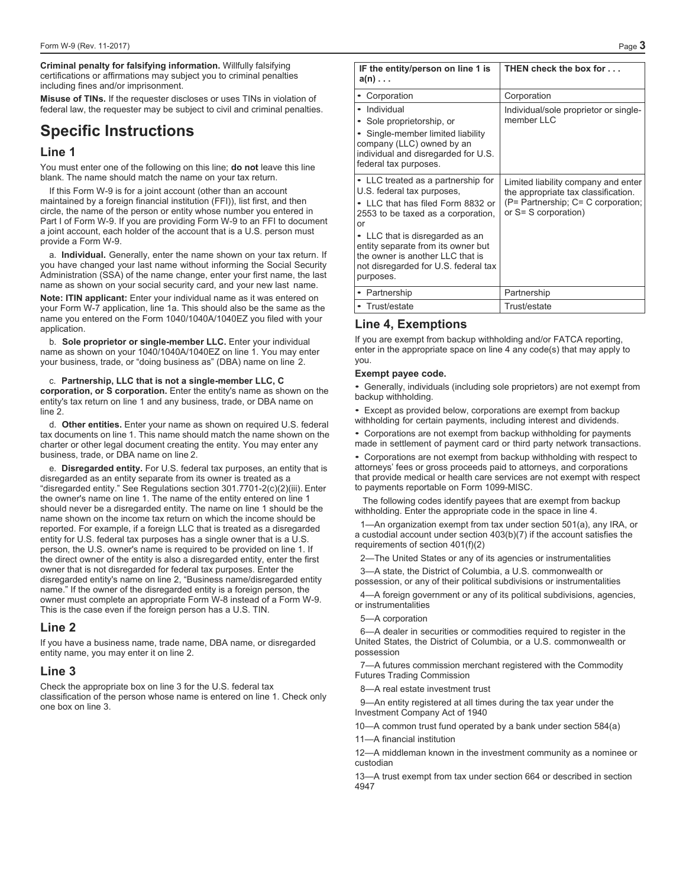**Criminal penalty for falsifying information.** Willfully falsifying certifications or affirmations may subject you to criminal penalties including fines and/or imprisonment.

**Misuse of TINs.** If the requester discloses or uses TINs in violation of federal law, the requester may be subject to civil and criminal penalties.

# Specific Instructions

## Line 1

You must enter one of the following on this line; **do not** leave this line blank. The name should match the name on your tax return.

If this Form W-9 is for a joint account (other than an account maintained by a foreign financial institution (FFI)), list first, and then circle, the name of the person or entity whose number you entered in Part I of Form W-9. If you are providing Form W-9 to an FFI to document a joint account, each holder of the account that is a U.S. person must provide a Form W-9.

a. **Individual.** Generally, enter the name shown on your tax return. If you have changed your last name without informing the Social Security Administration (SSA) of the name change, enter your first name, the last name as shown on your social security card, and your new last name.

**Note: ITIN applicant:** Enter your individual name as it was entered on your Form W-7 application, line 1a. This should also be the same as the name you entered on the Form 1040/1040A/1040EZ you filed with your application.

b. **Sole proprietor or single-member LLC.** Enter your individual name as shown on your 1040/1040A/1040EZ on line 1. You may enter your business, trade, or "doing business as" (DBA) name on line 2.

c. **Partnership, LLC that is not a single-member LLC, C corporation, or S corporation.** Enter the entity's name as shown on the entity's tax return on line 1 and any business, trade, or DBA name on line 2.

d. **Other entities.** Enter your name as shown on required U.S. federal tax documents on line 1. This name should match the name shown on the charter or other legal document creating the entity. You may enter any business, trade, or DBA name on line 2.

e. **Disregarded entity.** For U.S. federal tax purposes, an entity that is disregarded as an entity separate from its owner is treated as a "disregarded entity." See Regulations section 301.7701-2(c)(2)(iii). Enter the owner's name on line 1. The name of the entity entered on line 1 should never be a disregarded entity. The name on line 1 should be the name shown on the income tax return on which the income should be reported. For example, if a foreign LLC that is treated as a disregarded entity for U.S. federal tax purposes has a single owner that is a U.S. person, the U.S. owner's name is required to be provided on line 1. If the direct owner of the entity is also a disregarded entity, enter the first owner that is not disregarded for federal tax purposes. Enter the disregarded entity's name on line 2, "Business name/disregarded entity name." If the owner of the disregarded entity is a foreign person, the owner must complete an appropriate Form W-8 instead of a Form W-9. This is the case even if the foreign person has a U.S. TIN.

## Line 2

If you have a business name, trade name, DBA name, or disregarded entity name, you may enter it on line 2.

## Line 3

Check the appropriate box on line 3 for the U.S. federal tax classification of the person whose name is entered on line 1. Check only one box on line 3.

| IF the entity/person on line 1 is a(n) . . . | THEN check the box for . . . |
|---|---|
| • Corporation | Corporation |
| • Individual<br>• Sole proprietorship, or<br>• Single-member limited liability company (LLC) owned by an individual and disregarded for U.S. federal tax purposes. | Individual/sole proprietor or single-member LLC |
| • LLC treated as a partnership for U.S. federal tax purposes,<br>• LLC that has filed Form 8832 or 2553 to be taxed as a corporation, or<br>• LLC that is disregarded as an entity separate from its owner but the owner is another LLC that is not disregarded for U.S. federal tax purposes. | Limited liability company and enter the appropriate tax classification. (P= Partnership; C= C corporation; or S= S corporation) |
| • Partnership | Partnership |
| • Trust/estate | Trust/estate |

## Line 4, Exemptions

If you are exempt from backup withholding and/or FATCA reporting, enter in the appropriate space on line 4 any code(s) that may apply to you.

**Exempt payee code.**

- Generally, individuals (including sole proprietors) are not exempt from backup withholding.
- Except as provided below, corporations are exempt from backup withholding for certain payments, including interest and dividends.
- Corporations are not exempt from backup withholding for payments made in settlement of payment card or third party network transactions.
- Corporations are not exempt from backup withholding with respect to attorneys' fees or gross proceeds paid to attorneys, and corporations that provide medical or health care services are not exempt with respect to payments reportable on Form 1099-MISC.

The following codes identify payees that are exempt from backup withholding. Enter the appropriate code in the space in line 4.

1—An organization exempt from tax under section 501(a), any IRA, or a custodial account under section 403(b)(7) if the account satisfies the requirements of section 401(f)(2)

2—The United States or any of its agencies or instrumentalities

3—A state, the District of Columbia, a U.S. commonwealth or possession, or any of their political subdivisions or instrumentalities

4—A foreign government or any of its political subdivisions, agencies, or instrumentalities

5—A corporation

6—A dealer in securities or commodities required to register in the United States, the District of Columbia, or a U.S. commonwealth or possession

7—A futures commission merchant registered with the Commodity Futures Trading Commission

8—A real estate investment trust

9—An entity registered at all times during the tax year under the Investment Company Act of 1940

10—A common trust fund operated by a bank under section 584(a)

11—A financial institution

12—A middleman known in the investment community as a nominee or custodian

13—A trust exempt from tax under section 664 or described in section 4947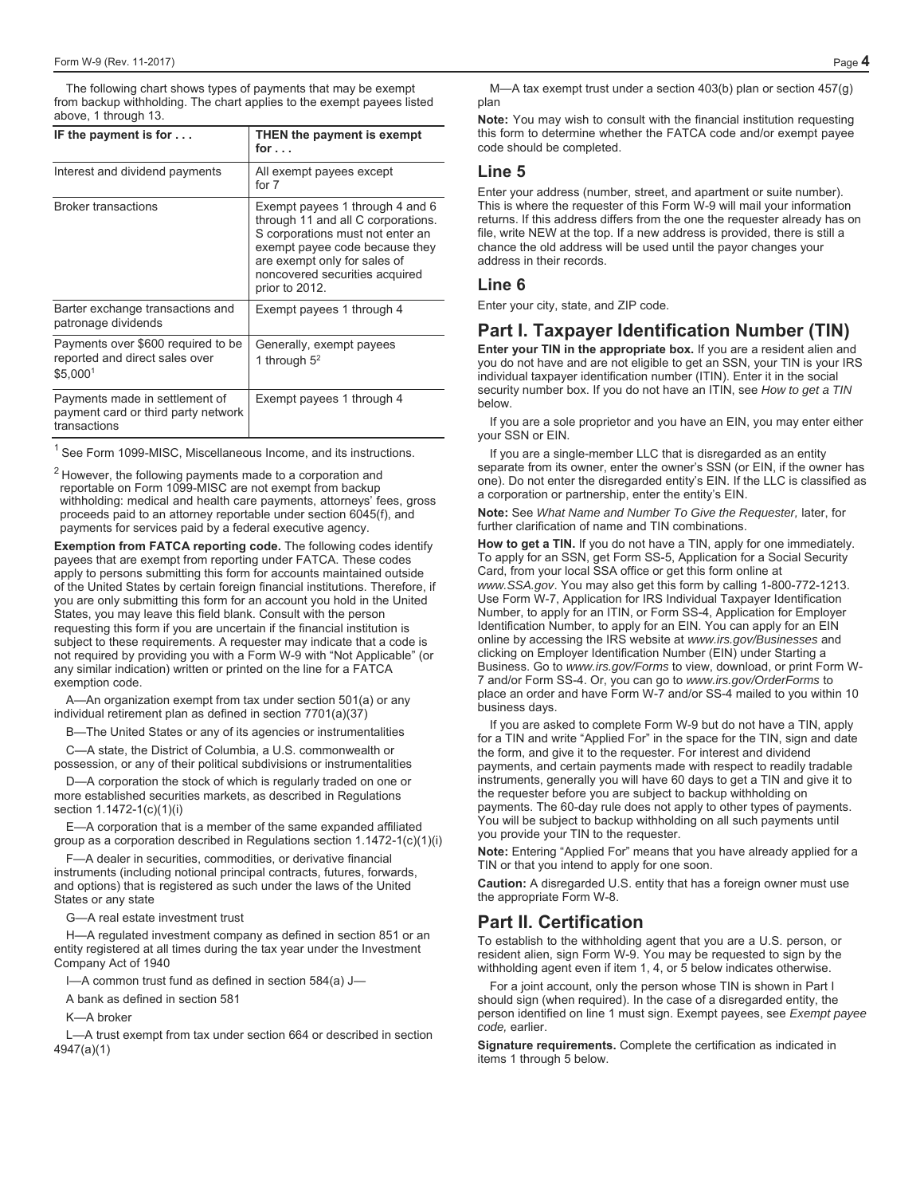The following chart shows types of payments that may be exempt from backup withholding. The chart applies to the exempt payees listed above, 1 through 13.

| IF the payment is for . . . | THEN the payment is exempt for . . . |
|---|---|
| Interest and dividend payments | All exempt payees except for 7 |
| Broker transactions | Exempt payees 1 through 4 and 6 through 11 and all C corporations. S corporations must not enter an exempt payee code because they are exempt only for sales of noncovered securities acquired prior to 2012. |
| Barter exchange transactions and patronage dividends | Exempt payees 1 through 4 |
| Payments over $600 required to be reported and direct sales over $5,000[1] | Generally, exempt payees 1 through 5[2] |
| Payments made in settlement of payment card or third party network transactions | Exempt payees 1 through 4 |

[1] See Form 1099-MISC, Miscellaneous Income, and its instructions.

[2] However, the following payments made to a corporation and reportable on Form 1099-MISC are not exempt from backup withholding: medical and health care payments, attorneys' fees, gross proceeds paid to an attorney reportable under section 6045(f), and payments for services paid by a federal executive agency.

**Exemption from FATCA reporting code.** The following codes identify payees that are exempt from reporting under FATCA. These codes apply to persons submitting this form for accounts maintained outside of the United States by certain foreign financial institutions. Therefore, if you are only submitting this form for an account you hold in the United States, you may leave this field blank. Consult with the person requesting this form if you are uncertain if the financial institution is subject to these requirements. A requester may indicate that a code is not required by providing you with a Form W-9 with "Not Applicable" (or any similar indication) written or printed on the line for a FATCA exemption code.

A—An organization exempt from tax under section 501(a) or any individual retirement plan as defined in section 7701(a)(37)

B—The United States or any of its agencies or instrumentalities

C—A state, the District of Columbia, a U.S. commonwealth or possession, or any of their political subdivisions or instrumentalities

D—A corporation the stock of which is regularly traded on one or more established securities markets, as described in Regulations section 1.1472-1(c)(1)(i)

E—A corporation that is a member of the same expanded affiliated group as a corporation described in Regulations section 1.1472-1(c)(1)(i)

F—A dealer in securities, commodities, or derivative financial instruments (including notional principal contracts, futures, forwards, and options) that is registered as such under the laws of the United States or any state

G—A real estate investment trust

H—A regulated investment company as defined in section 851 or an entity registered at all times during the tax year under the Investment Company Act of 1940

I—A common trust fund as defined in section 584(a) J—

A bank as defined in section 581

K—A broker

L—A trust exempt from tax under section 664 or described in section 4947(a)(1)

M—A tax exempt trust under a section 403(b) plan or section 457(g) plan

**Note:** You may wish to consult with the financial institution requesting this form to determine whether the FATCA code and/or exempt payee code should be completed.

## Line 5

Enter your address (number, street, and apartment or suite number). This is where the requester of this Form W-9 will mail your information returns. If this address differs from the one the requester already has on file, write NEW at the top. If a new address is provided, there is still a chance the old address will be used until the payor changes your address in their records.

## Line 6

Enter your city, state, and ZIP code.

## Part I. Taxpayer Identification Number (TIN)

**Enter your TIN in the appropriate box.** If you are a resident alien and you do not have and are not eligible to get an SSN, your TIN is your IRS individual taxpayer identification number (ITIN). Enter it in the social security number box. If you do not have an ITIN, see *How to get a TIN* below.

If you are a sole proprietor and you have an EIN, you may enter either your SSN or EIN.

If you are a single-member LLC that is disregarded as an entity separate from its owner, enter the owner's SSN (or EIN, if the owner has one). Do not enter the disregarded entity's EIN. If the LLC is classified as a corporation or partnership, enter the entity's EIN.

**Note:** See *What Name and Number To Give the Requester,* later, for further clarification of name and TIN combinations.

**How to get a TIN.** If you do not have a TIN, apply for one immediately. To apply for an SSN, get Form SS-5, Application for a Social Security Card, from your local SSA office or get this form online at *www.SSA.gov*. You may also get this form by calling 1-800-772-1213. Use Form W-7, Application for IRS Individual Taxpayer Identification Number, to apply for an ITIN, or Form SS-4, Application for Employer Identification Number, to apply for an EIN. You can apply for an EIN online by accessing the IRS website at *www.irs.gov/Businesses* and clicking on Employer Identification Number (EIN) under Starting a Business. Go to *www.irs.gov/Forms* to view, download, or print Form W-7 and/or Form SS-4. Or, you can go to *www.irs.gov/OrderForms* to place an order and have Form W-7 and/or SS-4 mailed to you within 10 business days.

If you are asked to complete Form W-9 but do not have a TIN, apply for a TIN and write "Applied For" in the space for the TIN, sign and date the form, and give it to the requester. For interest and dividend payments, and certain payments made with respect to readily tradable instruments, generally you will have 60 days to get a TIN and give it to the requester before you are subject to backup withholding on payments. The 60-day rule does not apply to other types of payments. You will be subject to backup withholding on all such payments until you provide your TIN to the requester.

**Note:** Entering "Applied For" means that you have already applied for a TIN or that you intend to apply for one soon.

**Caution:** A disregarded U.S. entity that has a foreign owner must use the appropriate Form W-8.

## Part II. Certification

To establish to the withholding agent that you are a U.S. person, or resident alien, sign Form W-9. You may be requested to sign by the withholding agent even if item 1, 4, or 5 below indicates otherwise.

For a joint account, only the person whose TIN is shown in Part I should sign (when required). In the case of a disregarded entity, the person identified on line 1 must sign. Exempt payees, see *Exempt payee code,* earlier.

**Signature requirements.** Complete the certification as indicated in items 1 through 5 below.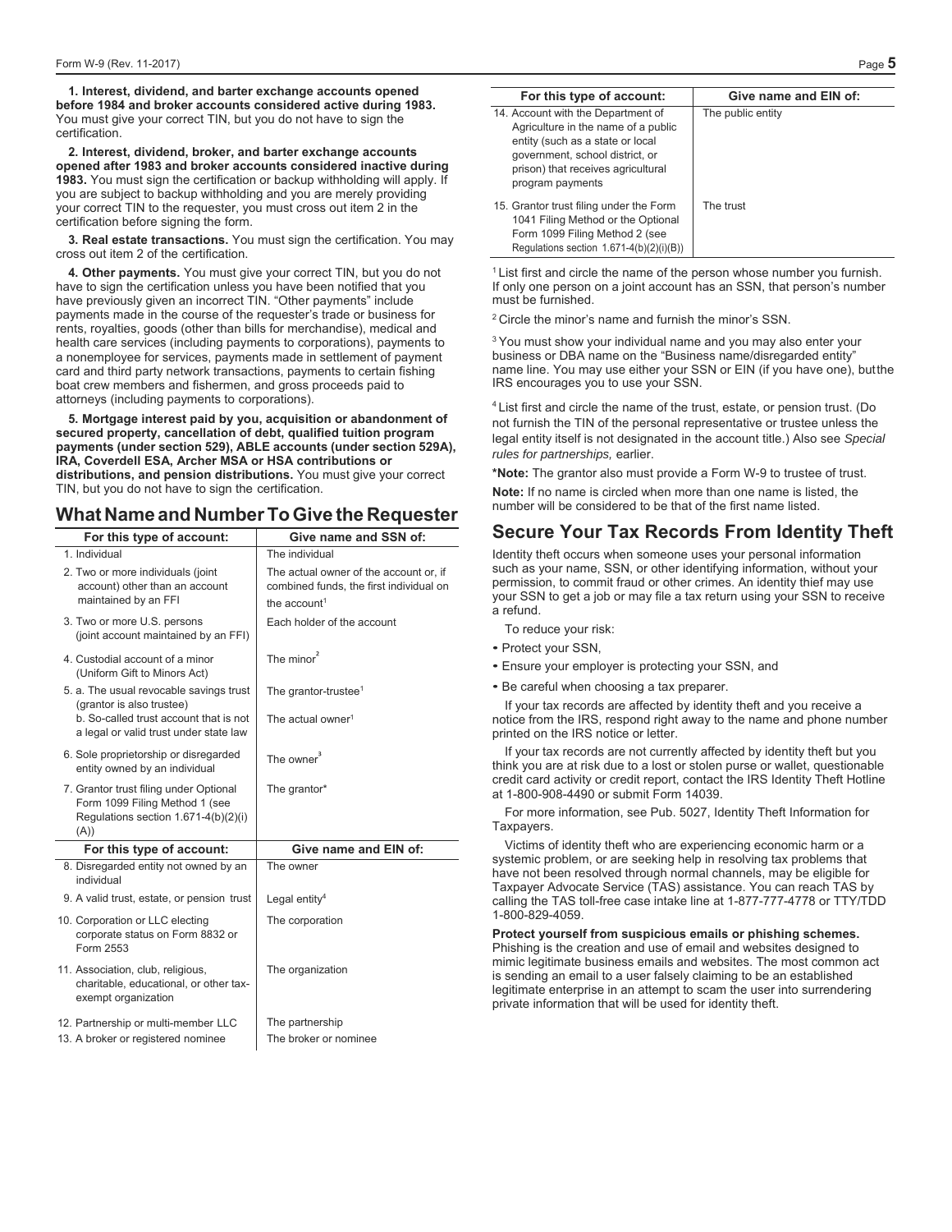**1. Interest, dividend, and barter exchange accounts opened before 1984 and broker accounts considered active during 1983.** You must give your correct TIN, but you do not have to sign the certification.

**2. Interest, dividend, broker, and barter exchange accounts opened after 1983 and broker accounts considered inactive during 1983.** You must sign the certification or backup withholding will apply. If you are subject to backup withholding and you are merely providing your correct TIN to the requester, you must cross out item 2 in the certification before signing the form.

**3. Real estate transactions.** You must sign the certification. You may cross out item 2 of the certification.

**4. Other payments.** You must give your correct TIN, but you do not have to sign the certification unless you have been notified that you have previously given an incorrect TIN. "Other payments" include payments made in the course of the requester's trade or business for rents, royalties, goods (other than bills for merchandise), medical and health care services (including payments to corporations), payments to a nonemployee for services, payments made in settlement of payment card and third party network transactions, payments to certain fishing boat crew members and fishermen, and gross proceeds paid to attorneys (including payments to corporations).

**5. Mortgage interest paid by you, acquisition or abandonment of secured property, cancellation of debt, qualified tuition program payments (under section 529), ABLE accounts (under section 529A), IRA, Coverdell ESA, Archer MSA or HSA contributions or distributions, and pension distributions.** You must give your correct TIN, but you do not have to sign the certification.

## What Name and Number To Give the Requester

| For this type of account: | Give name and SSN of: |
|---|---|
| 1. Individual | The individual |
| 2. Two or more individuals (joint account) other than an account maintained by an FFI | The actual owner of the account or, if combined funds, the first individual on the account[1] |
| 3. Two or more U.S. persons (joint account maintained by an FFI) | Each holder of the account |
| 4. Custodial account of a minor (Uniform Gift to Minors Act) | The minor[2] |
| 5. a. The usual revocable savings trust (grantor is also trustee) | The grantor-trustee[1] |
| b. So-called trust account that is not a legal or valid trust under state law | The actual owner[1] |
| 6. Sole proprietorship or disregarded entity owned by an individual | The owner[3] |
| 7. Grantor trust filing under Optional Form 1099 Filing Method 1 (see Regulations section 1.671-4(b)(2)(i)(A)) | The grantor* |
| **For this type of account:** | **Give name and EIN of:** |
| 8. Disregarded entity not owned by an individual | The owner |
| 9. A valid trust, estate, or pension trust | Legal entity[4] |
| 10. Corporation or LLC electing corporate status on Form 8832 or Form 2553 | The corporation |
| 11. Association, club, religious, charitable, educational, or other tax-exempt organization | The organization |
| 12. Partnership or multi-member LLC | The partnership |
| 13. A broker or registered nominee | The broker or nominee |
| 14. Account with the Department of Agriculture in the name of a public entity (such as a state or local government, school district, or prison) that receives agricultural program payments | The public entity |
| 15. Grantor trust filing under the Form 1041 Filing Method or the Optional Form 1099 Filing Method 2 (see Regulations section 1.671-4(b)(2)(i)(B)) | The trust |

[1] List first and circle the name of the person whose number you furnish. If only one person on a joint account has an SSN, that person's number must be furnished.

[2] Circle the minor's name and furnish the minor's SSN.

[3] You must show your individual name and you may also enter your business or DBA name on the "Business name/disregarded entity" name line. You may use either your SSN or EIN (if you have one), but the IRS encourages you to use your SSN.

[4] List first and circle the name of the trust, estate, or pension trust. (Do not furnish the TIN of the personal representative or trustee unless the legal entity itself is not designated in the account title.) Also see *Special rules for partnerships,* earlier.

***Note:** The grantor also must provide a Form W-9 to trustee of trust.

**Note:** If no name is circled when more than one name is listed, the number will be considered to be that of the first name listed.

## Secure Your Tax Records From Identity Theft

Identity theft occurs when someone uses your personal information such as your name, SSN, or other identifying information, without your permission, to commit fraud or other crimes. An identity thief may use your SSN to get a job or may file a tax return using your SSN to receive a refund.

To reduce your risk:

- Protect your SSN,
- Ensure your employer is protecting your SSN, and
- Be careful when choosing a tax preparer.

If your tax records are affected by identity theft and you receive a notice from the IRS, respond right away to the name and phone number printed on the IRS notice or letter.

If your tax records are not currently affected by identity theft but you think you are at risk due to a lost or stolen purse or wallet, questionable credit card activity or credit report, contact the IRS Identity Theft Hotline at 1-800-908-4490 or submit Form 14039.

For more information, see Pub. 5027, Identity Theft Information for Taxpayers.

Victims of identity theft who are experiencing economic harm or a systemic problem, or are seeking help in resolving tax problems that have not been resolved through normal channels, may be eligible for Taxpayer Advocate Service (TAS) assistance. You can reach TAS by calling the TAS toll-free case intake line at 1-877-777-4778 or TTY/TDD 1-800-829-4059.

**Protect yourself from suspicious emails or phishing schemes.** Phishing is the creation and use of email and websites designed to mimic legitimate business emails and websites. The most common act is sending an email to a user falsely claiming to be an established legitimate enterprise in an attempt to scam the user into surrendering private information that will be used for identity theft.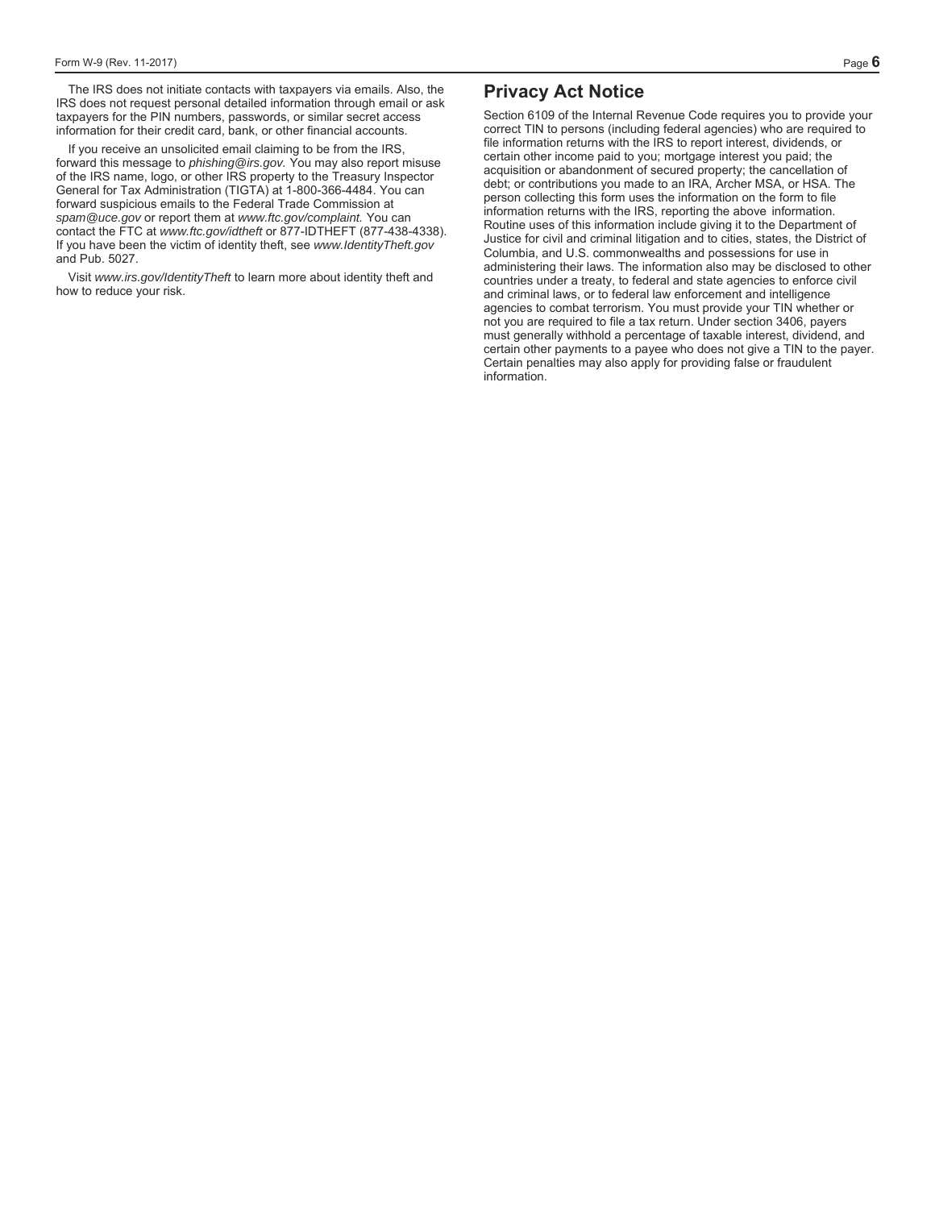The IRS does not initiate contacts with taxpayers via emails. Also, the IRS does not request personal detailed information through email or ask taxpayers for the PIN numbers, passwords, or similar secret access information for their credit card, bank, or other financial accounts.

If you receive an unsolicited email claiming to be from the IRS, forward this message to *phishing@irs.gov*. You may also report misuse of the IRS name, logo, or other IRS property to the Treasury Inspector General for Tax Administration (TIGTA) at 1-800-366-4484. You can forward suspicious emails to the Federal Trade Commission at *spam@uce.gov* or report them at *www.ftc.gov/complaint*. You can contact the FTC at *www.ftc.gov/idtheft* or 877-IDTHEFT (877-438-4338). If you have been the victim of identity theft, see *www.IdentityTheft.gov* and Pub. 5027.

Visit *www.irs.gov/IdentityTheft* to learn more about identity theft and how to reduce your risk.

## Privacy Act Notice

Section 6109 of the Internal Revenue Code requires you to provide your correct TIN to persons (including federal agencies) who are required to file information returns with the IRS to report interest, dividends, or certain other income paid to you; mortgage interest you paid; the acquisition or abandonment of secured property; the cancellation of debt; or contributions you made to an IRA, Archer MSA, or HSA. The person collecting this form uses the information on the form to file information returns with the IRS, reporting the above information. Routine uses of this information include giving it to the Department of Justice for civil and criminal litigation and to cities, states, the District of Columbia, and U.S. commonwealths and possessions for use in administering their laws. The information also may be disclosed to other countries under a treaty, to federal and state agencies to enforce civil and criminal laws, or to federal law enforcement and intelligence agencies to combat terrorism. You must provide your TIN whether or not you are required to file a tax return. Under section 3406, payers must generally withhold a percentage of taxable interest, dividend, and certain other payments to a payee who does not give a TIN to the payer. Certain penalties may also apply for providing false or fraudulent information.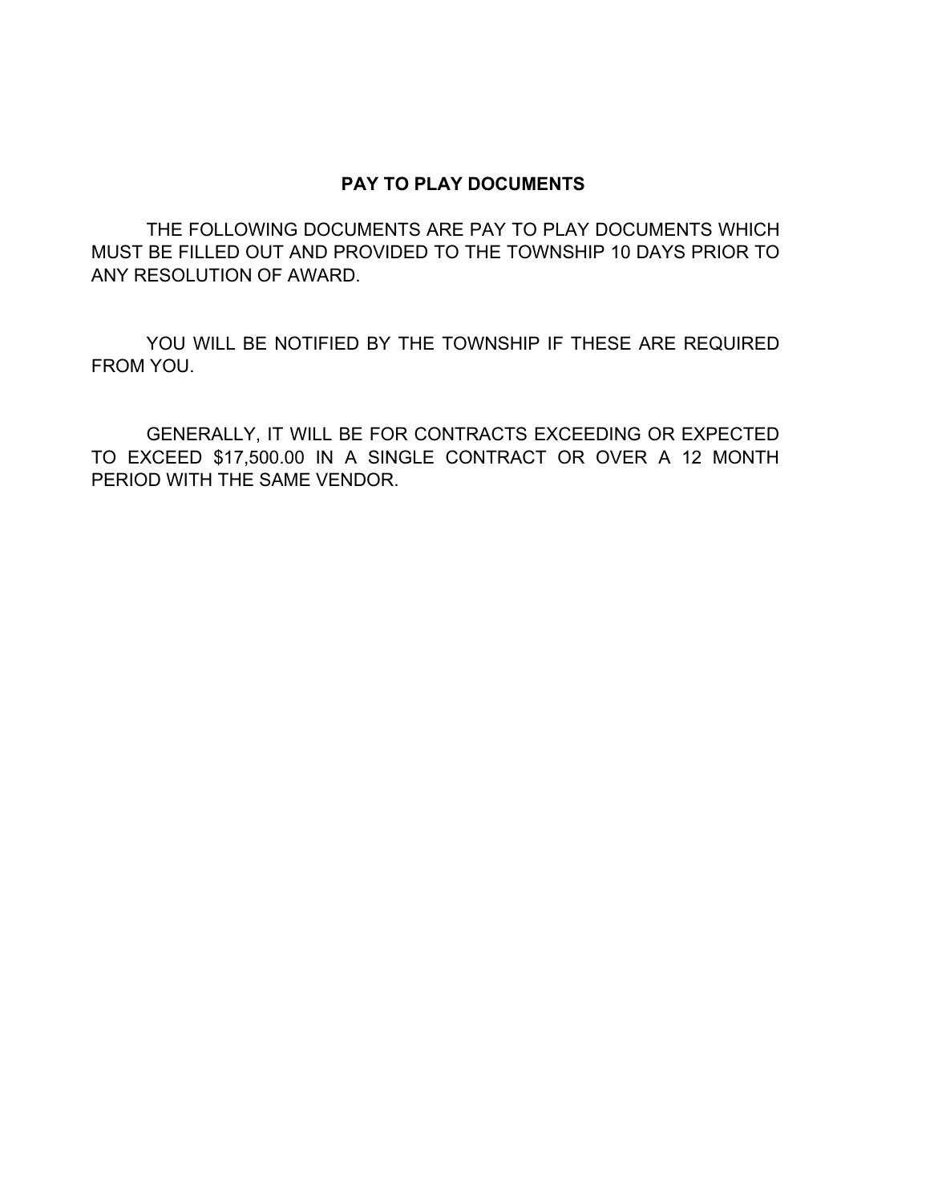# PAY TO PLAY DOCUMENTS

THE FOLLOWING DOCUMENTS ARE PAY TO PLAY DOCUMENTS WHICH MUST BE FILLED OUT AND PROVIDED TO THE TOWNSHIP 10 DAYS PRIOR TO ANY RESOLUTION OF AWARD.

YOU WILL BE NOTIFIED BY THE TOWNSHIP IF THESE ARE REQUIRED FROM YOU.

GENERALLY, IT WILL BE FOR CONTRACTS EXCEEDING OR EXPECTED TO EXCEED $17,500.00 IN A SINGLE CONTRACT OR OVER A 12 MONTH PERIOD WITH THE SAME VENDOR.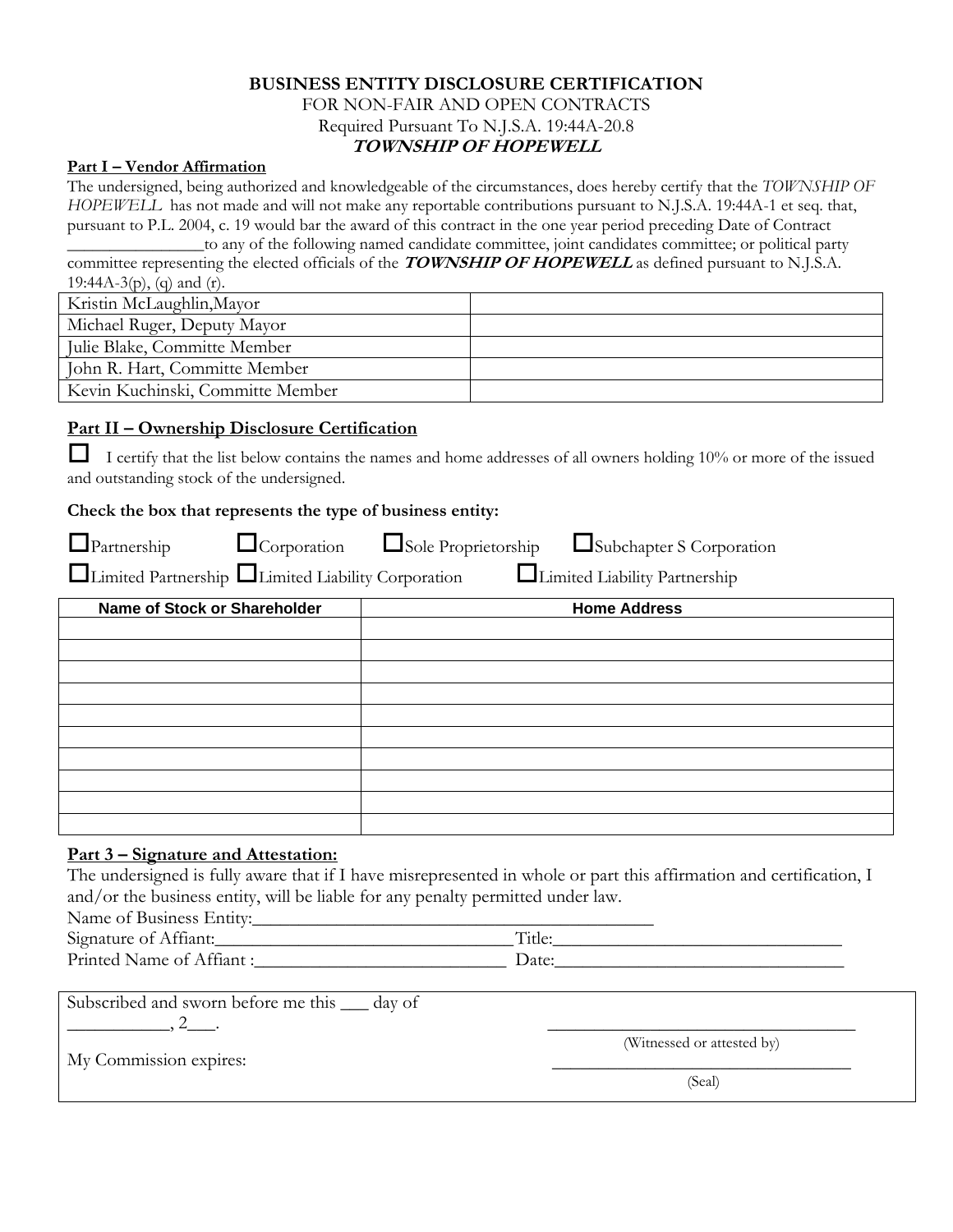# BUSINESS ENTITY DISCLOSURE CERTIFICATION

FOR NON-FAIR AND OPEN CONTRACTS

Required Pursuant To N.J.S.A. 19:44A-20.8

***TOWNSHIP OF HOPEWELL***

**Part I – Vendor Affirmation**

The undersigned, being authorized and knowledgeable of the circumstances, does hereby certify that the *TOWNSHIP OF HOPEWELL* has not made and will not make any reportable contributions pursuant to N.J.S.A. 19:44A-1 et seq. that, pursuant to P.L. 2004, c. 19 would bar the award of this contract in the one year period preceding Date of Contract ________________to any of the following named candidate committee, joint candidates committee; or political party committee representing the elected officials of the ***TOWNSHIP OF HOPEWELL*** as defined pursuant to N.J.S.A. 19:44A-3(p), (q) and (r).

| | |
|---|---|
| Kristin McLaughlin,Mayor | |
| Michael Ruger, Deputy Mayor | |
| Julie Blake, Committe Member | |
| John R. Hart, Committe Member | |
| Kevin Kuchinski, Committe Member | |

**Part II – Ownership Disclosure Certification**

☐ I certify that the list below contains the names and home addresses of all owners holding 10% or more of the issued and outstanding stock of the undersigned.

**Check the box that represents the type of business entity:**

☐Partnership ☐Corporation ☐Sole Proprietorship ☐Subchapter S Corporation

☐Limited Partnership ☐Limited Liability Corporation ☐Limited Liability Partnership

| Name of Stock or Shareholder | Home Address |
|---|---|
| | |
| | |
| | |
| | |
| | |
| | |
| | |
| | |
| | |
| | |

**Part 3 – Signature and Attestation:**

The undersigned is fully aware that if I have misrepresented in whole or part this affirmation and certification, I and/or the business entity, will be liable for any penalty permitted under law.

Name of Business Entity:_____________________________________________

Signature of Affiant:________________________________Title:______________________________

Printed Name of Affiant :____________________________ Date:_______________________________

Subscribed and sworn before me this ___ day of ___________, 2___.

My Commission expires:

_________________________________
(Witnessed or attested by)

_________________________________
(Seal)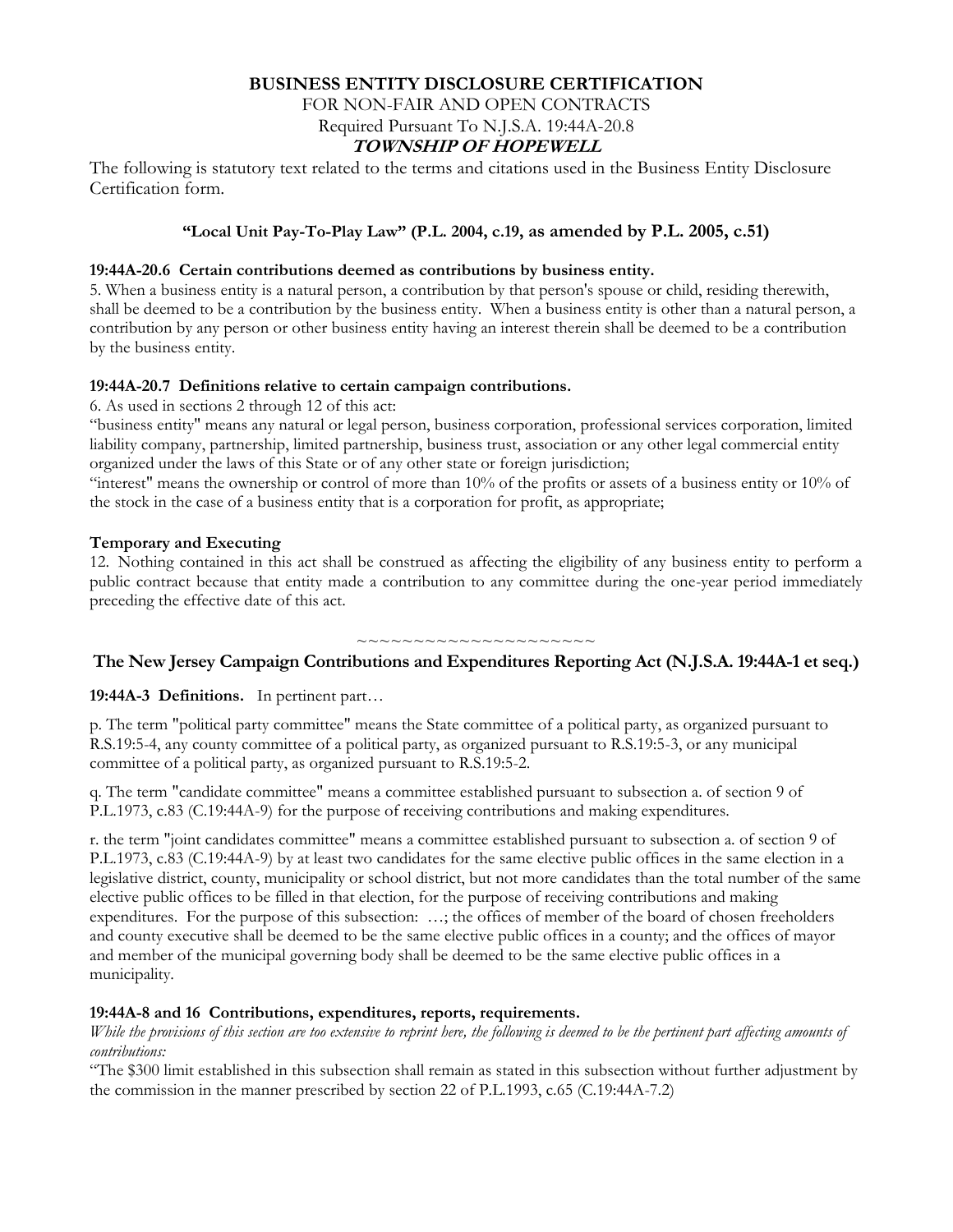**BUSINESS ENTITY DISCLOSURE CERTIFICATION**

FOR NON-FAIR AND OPEN CONTRACTS

Required Pursuant To N.J.S.A. 19:44A-20.8

***TOWNSHIP OF HOPEWELL***

The following is statutory text related to the terms and citations used in the Business Entity Disclosure Certification form.

**"Local Unit Pay-To-Play Law" (P.L. 2004, c.19, as amended by P.L. 2005, c.51)**

**19:44A-20.6 Certain contributions deemed as contributions by business entity.**

5. When a business entity is a natural person, a contribution by that person's spouse or child, residing therewith, shall be deemed to be a contribution by the business entity. When a business entity is other than a natural person, a contribution by any person or other business entity having an interest therein shall be deemed to be a contribution by the business entity.

**19:44A-20.7 Definitions relative to certain campaign contributions.**

6. As used in sections 2 through 12 of this act:

"business entity" means any natural or legal person, business corporation, professional services corporation, limited liability company, partnership, limited partnership, business trust, association or any other legal commercial entity organized under the laws of this State or of any other state or foreign jurisdiction;

"interest" means the ownership or control of more than 10% of the profits or assets of a business entity or 10% of the stock in the case of a business entity that is a corporation for profit, as appropriate;

**Temporary and Executing**

12. Nothing contained in this act shall be construed as affecting the eligibility of any business entity to perform a public contract because that entity made a contribution to any committee during the one-year period immediately preceding the effective date of this act.

~~~~~~~~~~~~~~~~~~~~~

**The New Jersey Campaign Contributions and Expenditures Reporting Act (N.J.S.A. 19:44A-1 et seq.)**

**19:44A-3 Definitions.** In pertinent part…

p. The term "political party committee" means the State committee of a political party, as organized pursuant to R.S.19:5-4, any county committee of a political party, as organized pursuant to R.S.19:5-3, or any municipal committee of a political party, as organized pursuant to R.S.19:5-2.

q. The term "candidate committee" means a committee established pursuant to subsection a. of section 9 of P.L.1973, c.83 (C.19:44A-9) for the purpose of receiving contributions and making expenditures.

r. the term "joint candidates committee" means a committee established pursuant to subsection a. of section 9 of P.L.1973, c.83 (C.19:44A-9) by at least two candidates for the same elective public offices in the same election in a legislative district, county, municipality or school district, but not more candidates than the total number of the same elective public offices to be filled in that election, for the purpose of receiving contributions and making expenditures. For the purpose of this subsection: …; the offices of member of the board of chosen freeholders and county executive shall be deemed to be the same elective public offices in a county; and the offices of mayor and member of the municipal governing body shall be deemed to be the same elective public offices in a municipality.

**19:44A-8 and 16 Contributions, expenditures, reports, requirements.**

*While the provisions of this section are too extensive to reprint here, the following is deemed to be the pertinent part affecting amounts of contributions:*

"The $300 limit established in this subsection shall remain as stated in this subsection without further adjustment by the commission in the manner prescribed by section 22 of P.L.1993, c.65 (C.19:44A-7.2)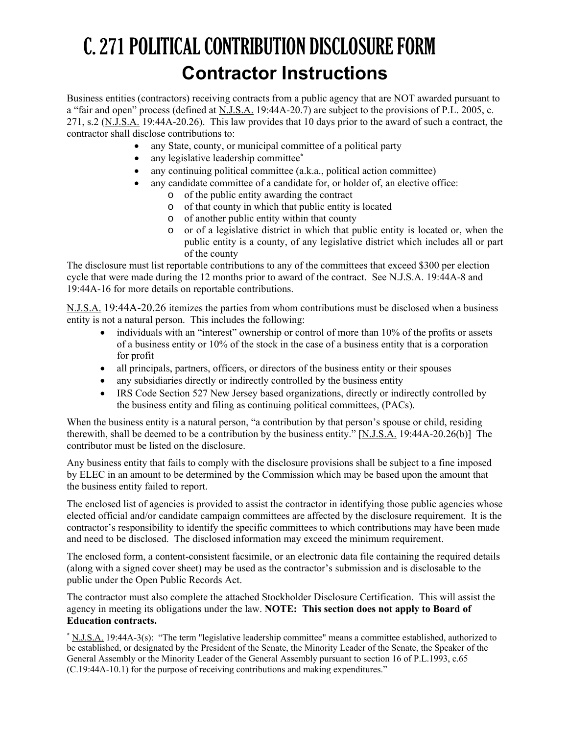# C. 271 POLITICAL CONTRIBUTION DISCLOSURE FORM

## Contractor Instructions

Business entities (contractors) receiving contracts from a public agency that are NOT awarded pursuant to a "fair and open" process (defined at N.J.S.A. 19:44A-20.7) are subject to the provisions of P.L. 2005, c. 271, s.2 (N.J.S.A. 19:44A-20.26). This law provides that 10 days prior to the award of such a contract, the contractor shall disclose contributions to:

- any State, county, or municipal committee of a political party
- any legislative leadership committee*
- any continuing political committee (a.k.a., political action committee)
- any candidate committee of a candidate for, or holder of, an elective office:
  - of the public entity awarding the contract
  - of that county in which that public entity is located
  - of another public entity within that county
  - or of a legislative district in which that public entity is located or, when the public entity is a county, of any legislative district which includes all or part of the county

The disclosure must list reportable contributions to any of the committees that exceed $300 per election cycle that were made during the 12 months prior to award of the contract. See N.J.S.A. 19:44A-8 and 19:44A-16 for more details on reportable contributions.

N.J.S.A. 19:44A-20.26 itemizes the parties from whom contributions must be disclosed when a business entity is not a natural person. This includes the following:

- individuals with an "interest" ownership or control of more than 10% of the profits or assets of a business entity or 10% of the stock in the case of a business entity that is a corporation for profit
- all principals, partners, officers, or directors of the business entity or their spouses
- any subsidiaries directly or indirectly controlled by the business entity
- IRS Code Section 527 New Jersey based organizations, directly or indirectly controlled by the business entity and filing as continuing political committees, (PACs).

When the business entity is a natural person, "a contribution by that person's spouse or child, residing therewith, shall be deemed to be a contribution by the business entity." [N.J.S.A. 19:44A-20.26(b)] The contributor must be listed on the disclosure.

Any business entity that fails to comply with the disclosure provisions shall be subject to a fine imposed by ELEC in an amount to be determined by the Commission which may be based upon the amount that the business entity failed to report.

The enclosed list of agencies is provided to assist the contractor in identifying those public agencies whose elected official and/or candidate campaign committees are affected by the disclosure requirement. It is the contractor's responsibility to identify the specific committees to which contributions may have been made and need to be disclosed. The disclosed information may exceed the minimum requirement.

The enclosed form, a content-consistent facsimile, or an electronic data file containing the required details (along with a signed cover sheet) may be used as the contractor's submission and is disclosable to the public under the Open Public Records Act.

The contractor must also complete the attached Stockholder Disclosure Certification. This will assist the agency in meeting its obligations under the law. **NOTE: This section does not apply to Board of Education contracts.**

\* N.J.S.A. 19:44A-3(s): "The term "legislative leadership committee" means a committee established, authorized to be established, or designated by the President of the Senate, the Minority Leader of the Senate, the Speaker of the General Assembly or the Minority Leader of the General Assembly pursuant to section 16 of P.L.1993, c.65 (C.19:44A-10.1) for the purpose of receiving contributions and making expenditures."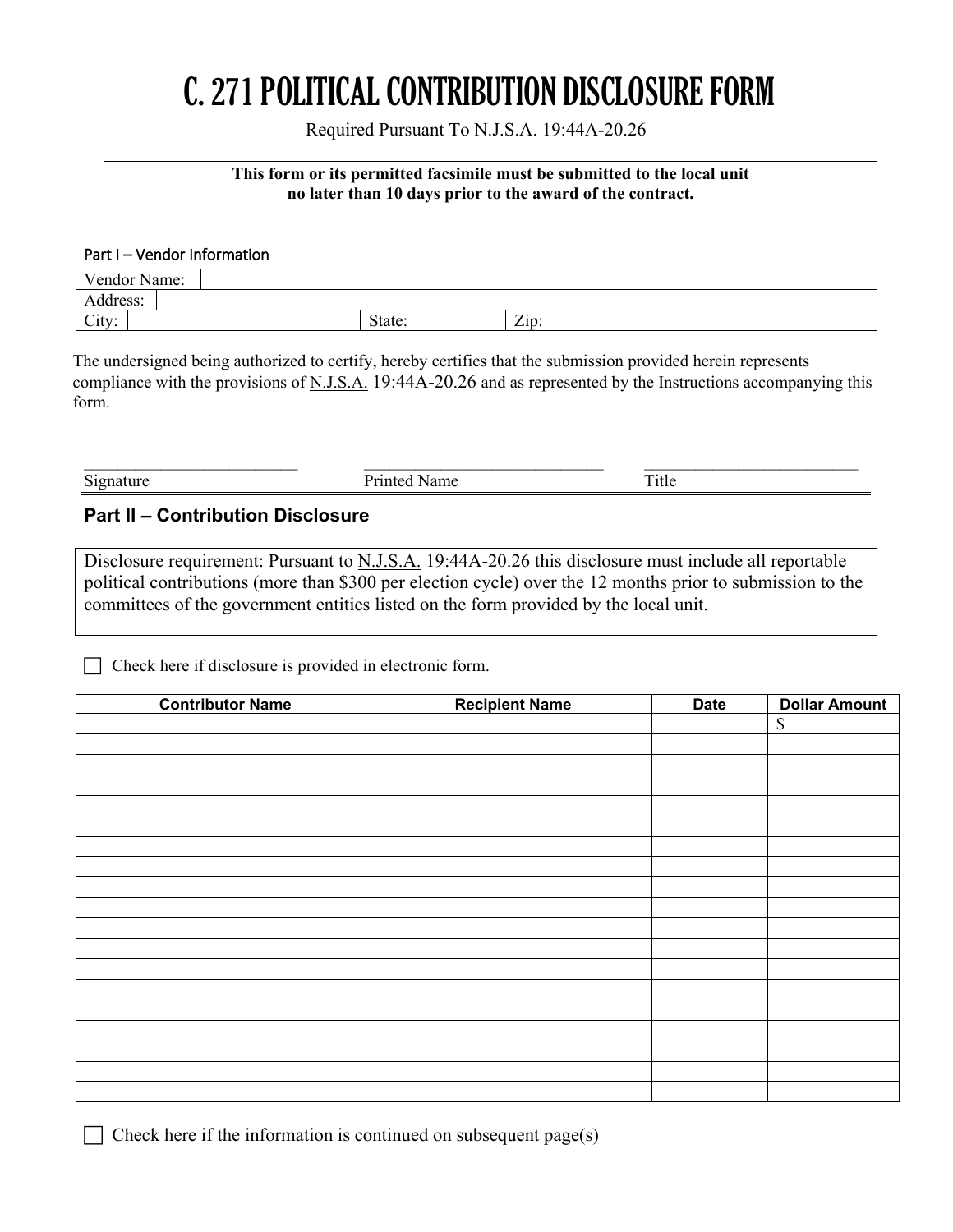# C. 271 POLITICAL CONTRIBUTION DISCLOSURE FORM

Required Pursuant To N.J.S.A. 19:44A-20.26

**This form or its permitted facsimile must be submitted to the local unit no later than 10 days prior to the award of the contract.**

### Part I – Vendor Information

| Vendor Name: | | |
|---|---|---|
| Address: | | |
| City: | State: | Zip: |

The undersigned being authorized to certify, hereby certifies that the submission provided herein represents compliance with the provisions of N.J.S.A. 19:44A-20.26 and as represented by the Instructions accompanying this form.

| \_\_\_\_\_\_\_\_\_\_\_\_\_\_\_\_\_\_\_\_\_\_\_\_ | \_\_\_\_\_\_\_\_\_\_\_\_\_\_\_\_\_\_\_\_\_\_\_\_ | \_\_\_\_\_\_\_\_\_\_\_\_\_\_\_\_\_\_\_\_\_\_\_\_ |
|---|---|---|
| Signature | Printed Name | Title |

## Part II – Contribution Disclosure

Disclosure requirement: Pursuant to N.J.S.A. 19:44A-20.26 this disclosure must include all reportable political contributions (more than $300 per election cycle) over the 12 months prior to submission to the committees of the government entities listed on the form provided by the local unit.

☐ Check here if disclosure is provided in electronic form.

| Contributor Name | Recipient Name | Date | Dollar Amount |
|---|---|---|---|
| | | | $ |
| | | | |
| | | | |
| | | | |
| | | | |
| | | | |
| | | | |
| | | | |
| | | | |
| | | | |
| | | | |
| | | | |
| | | | |
| | | | |
| | | | |
| | | | |
| | | | |
| | | | |
| | | | |

☐ Check here if the information is continued on subsequent page(s)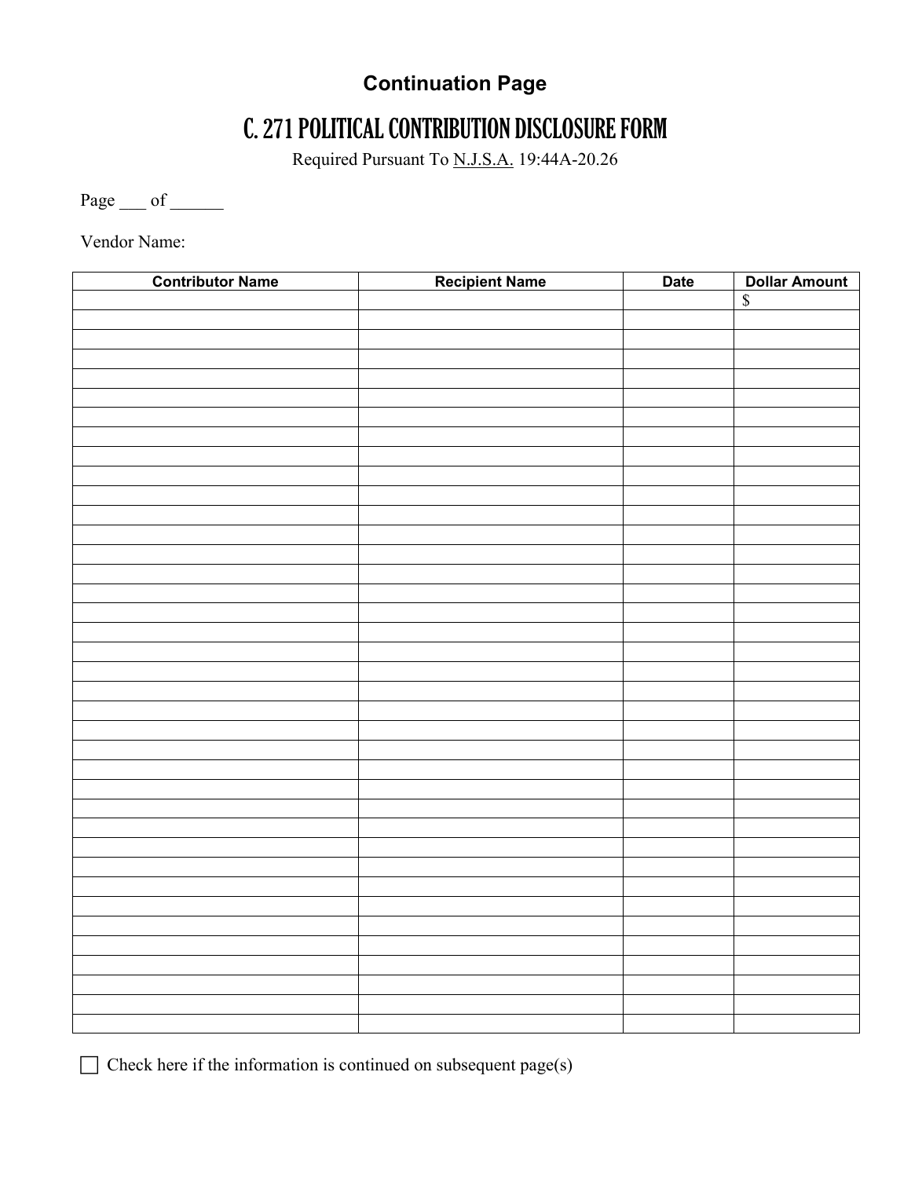**Continuation Page**

# C. 271 POLITICAL CONTRIBUTION DISCLOSURE FORM

Required Pursuant To N.J.S.A. 19:44A-20.26

Page ___ of ______

Vendor Name:

| Contributor Name | Recipient Name | Date | Dollar Amount |
|---|---|---|---|
| | | | $ |
| | | | |
| | | | |
| | | | |
| | | | |
| | | | |
| | | | |
| | | | |
| | | | |
| | | | |
| | | | |
| | | | |
| | | | |
| | | | |
| | | | |
| | | | |
| | | | |
| | | | |
| | | | |
| | | | |
| | | | |
| | | | |
| | | | |
| | | | |
| | | | |
| | | | |
| | | | |
| | | | |
| | | | |
| | | | |
| | | | |
| | | | |
| | | | |
| | | | |
| | | | |
| | | | |
| | | | |
| | | | |

☐ Check here if the information is continued on subsequent page(s)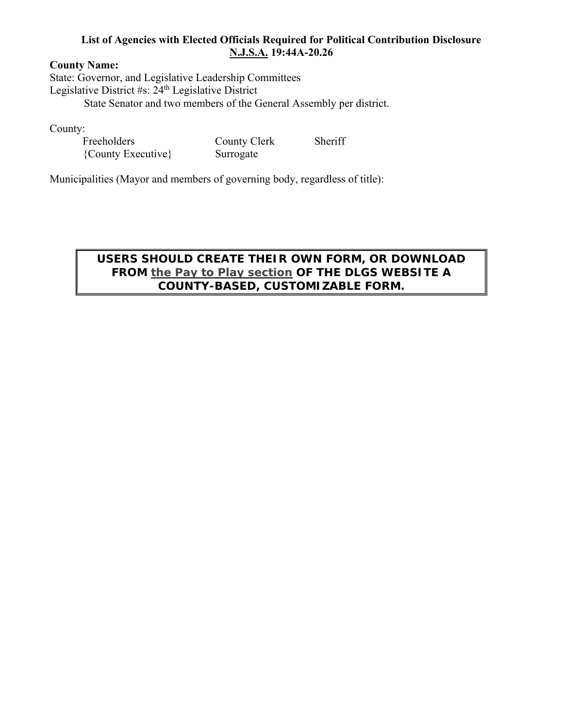**List of Agencies with Elected Officials Required for Political Contribution Disclosure**
**N.J.S.A. 19:44A-20.26**

**County Name:**

State: Governor, and Legislative Leadership Committees

Legislative District #s: 24th Legislative District

State Senator and two members of the General Assembly per district.

County:

| | | |
|---|---|---|
| Freeholders | County Clerk | Sheriff |
| {County Executive} | Surrogate | |

Municipalities (Mayor and members of governing body, regardless of title):

**USERS SHOULD CREATE THEIR OWN FORM, OR DOWNLOAD FROM the Pay to Play section OF THE DLGS WEBSITE A COUNTY-BASED, CUSTOMIZABLE FORM.**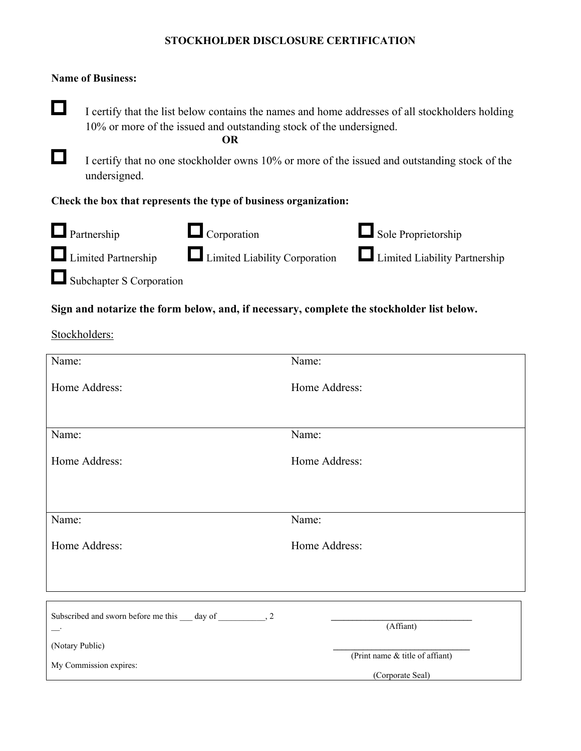# STOCKHOLDER DISCLOSURE CERTIFICATION

**Name of Business:**

☐ I certify that the list below contains the names and home addresses of all stockholders holding 10% or more of the issued and outstanding stock of the undersigned.

**OR**

☐ I certify that no one stockholder owns 10% or more of the issued and outstanding stock of the undersigned.

**Check the box that represents the type of business organization:**

☐ Partnership ☐ Corporation ☐ Sole Proprietorship

☐ Limited Partnership ☐ Limited Liability Corporation ☐ Limited Liability Partnership

☐ Subchapter S Corporation

**Sign and notarize the form below, and, if necessary, complete the stockholder list below.**

Stockholders:

| | |
|---|---|
| Name:<br><br>Home Address: | Name:<br><br>Home Address: |
| Name:<br><br>Home Address: | Name:<br><br>Home Address: |
| Name:<br><br>Home Address: | Name:<br><br>Home Address: |

| | |
|---|---|
| Subscribed and sworn before me this ___ day of ___________, 2__. | ______________________________<br>(Affiant) |
| (Notary Public) | ______________________________<br>(Print name & title of affiant) |
| My Commission expires: | (Corporate Seal) |